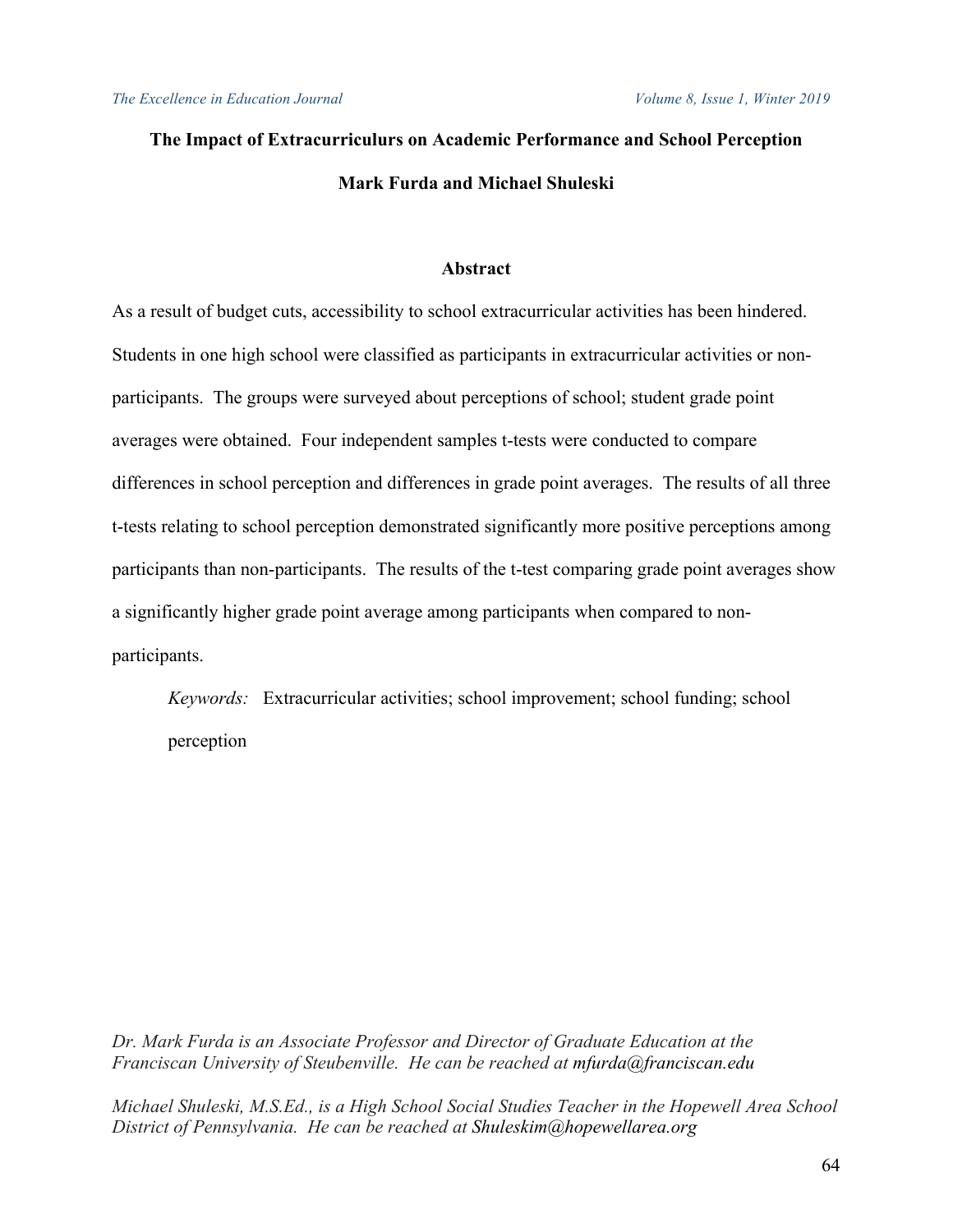# The Impact of Extracurriculurs on Academic Performance and School Perception

**Mark Furda and Michael Shuleski**

## Abstract

As a result of budget cuts, accessibility to school extracurricular activities has been hindered. Students in one high school were classified as participants in extracurricular activities or non-participants. The groups were surveyed about perceptions of school; student grade point averages were obtained. Four independent samples t-tests were conducted to compare differences in school perception and differences in grade point averages. The results of all three t-tests relating to school perception demonstrated significantly more positive perceptions among participants than non-participants. The results of the t-test comparing grade point averages show a significantly higher grade point average among participants when compared to non-participants.

*Keywords:* Extracurricular activities; school improvement; school funding; school perception

*Dr. Mark Furda is an Associate Professor and Director of Graduate Education at the Franciscan University of Steubenville. He can be reached at* mfurda@franciscan.edu

*Michael Shuleski, M.S.Ed., is a High School Social Studies Teacher in the Hopewell Area School District of Pennsylvania. He can be reached at* Shuleskim@hopewellarea.org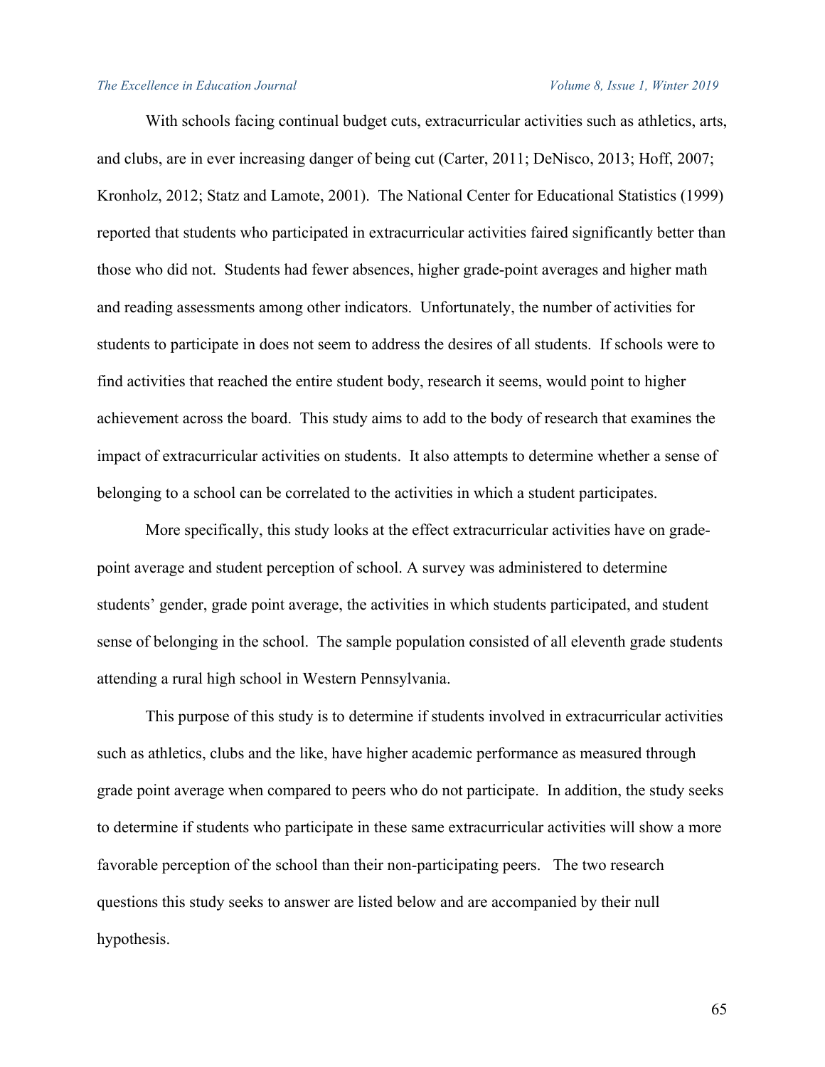With schools facing continual budget cuts, extracurricular activities such as athletics, arts, and clubs, are in ever increasing danger of being cut (Carter, 2011; DeNisco, 2013; Hoff, 2007; Kronholz, 2012; Statz and Lamote, 2001). The National Center for Educational Statistics (1999) reported that students who participated in extracurricular activities faired significantly better than those who did not. Students had fewer absences, higher grade-point averages and higher math and reading assessments among other indicators. Unfortunately, the number of activities for students to participate in does not seem to address the desires of all students. If schools were to find activities that reached the entire student body, research it seems, would point to higher achievement across the board. This study aims to add to the body of research that examines the impact of extracurricular activities on students. It also attempts to determine whether a sense of belonging to a school can be correlated to the activities in which a student participates.

More specifically, this study looks at the effect extracurricular activities have on grade-point average and student perception of school. A survey was administered to determine students' gender, grade point average, the activities in which students participated, and student sense of belonging in the school. The sample population consisted of all eleventh grade students attending a rural high school in Western Pennsylvania.

This purpose of this study is to determine if students involved in extracurricular activities such as athletics, clubs and the like, have higher academic performance as measured through grade point average when compared to peers who do not participate. In addition, the study seeks to determine if students who participate in these same extracurricular activities will show a more favorable perception of the school than their non-participating peers. The two research questions this study seeks to answer are listed below and are accompanied by their null hypothesis.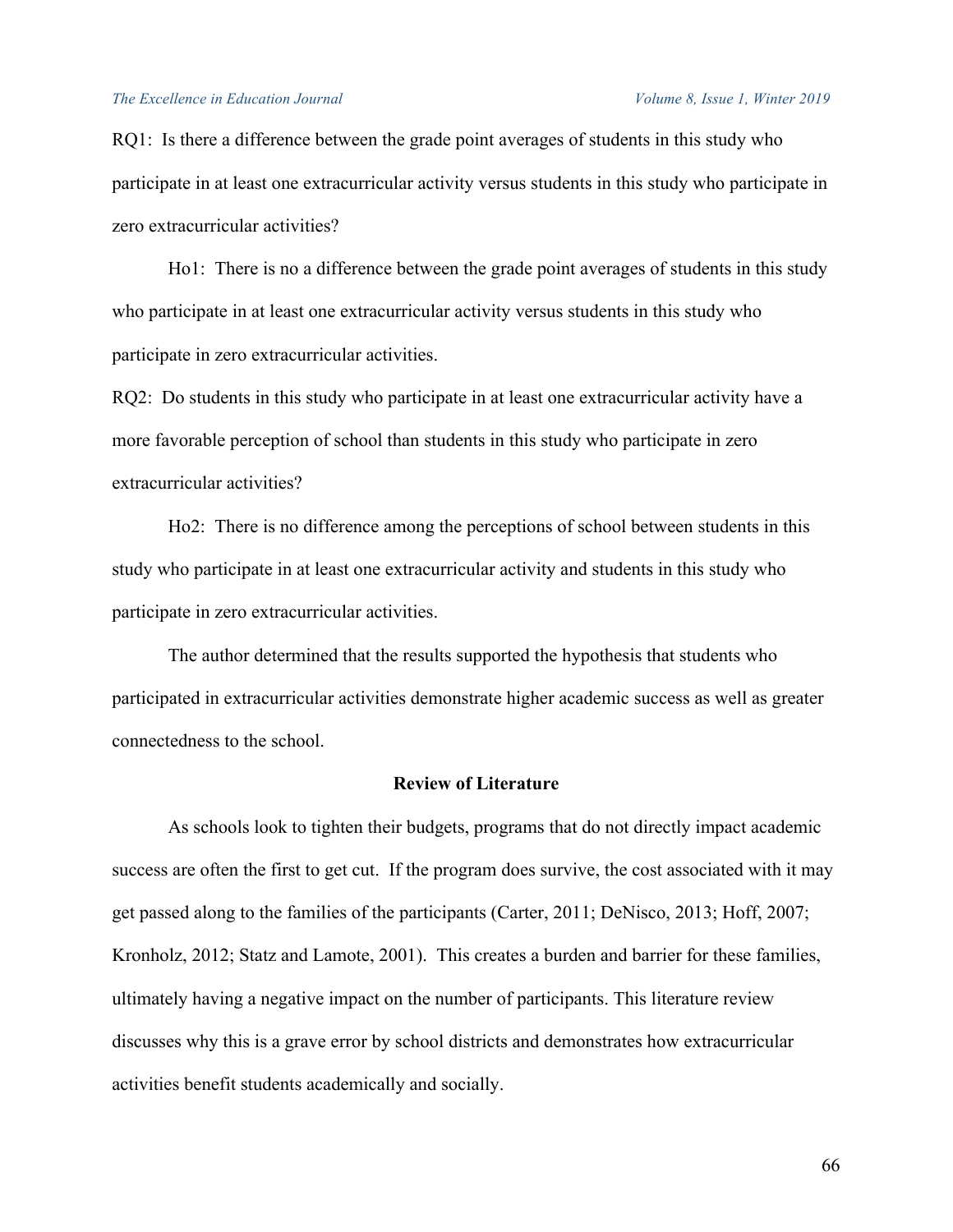RQ1: Is there a difference between the grade point averages of students in this study who participate in at least one extracurricular activity versus students in this study who participate in zero extracurricular activities?

Ho1: There is no a difference between the grade point averages of students in this study who participate in at least one extracurricular activity versus students in this study who participate in zero extracurricular activities.

RQ2: Do students in this study who participate in at least one extracurricular activity have a more favorable perception of school than students in this study who participate in zero extracurricular activities?

Ho2: There is no difference among the perceptions of school between students in this study who participate in at least one extracurricular activity and students in this study who participate in zero extracurricular activities.

The author determined that the results supported the hypothesis that students who participated in extracurricular activities demonstrate higher academic success as well as greater connectedness to the school.

## Review of Literature

As schools look to tighten their budgets, programs that do not directly impact academic success are often the first to get cut. If the program does survive, the cost associated with it may get passed along to the families of the participants (Carter, 2011; DeNisco, 2013; Hoff, 2007; Kronholz, 2012; Statz and Lamote, 2001). This creates a burden and barrier for these families, ultimately having a negative impact on the number of participants. This literature review discusses why this is a grave error by school districts and demonstrates how extracurricular activities benefit students academically and socially.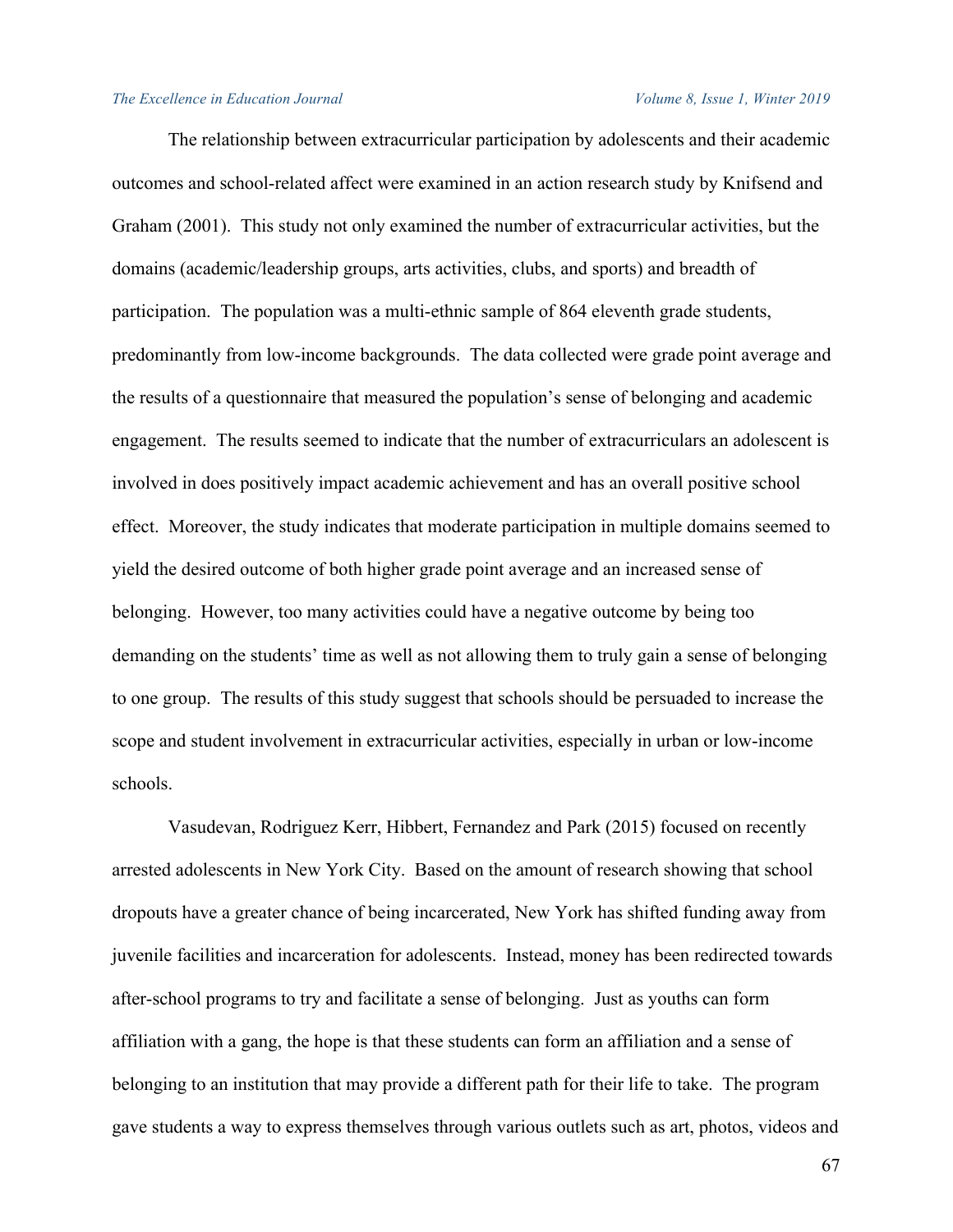The relationship between extracurricular participation by adolescents and their academic outcomes and school-related affect were examined in an action research study by Knifsend and Graham (2001). This study not only examined the number of extracurricular activities, but the domains (academic/leadership groups, arts activities, clubs, and sports) and breadth of participation. The population was a multi-ethnic sample of 864 eleventh grade students, predominantly from low-income backgrounds. The data collected were grade point average and the results of a questionnaire that measured the population's sense of belonging and academic engagement. The results seemed to indicate that the number of extracurriculars an adolescent is involved in does positively impact academic achievement and has an overall positive school effect. Moreover, the study indicates that moderate participation in multiple domains seemed to yield the desired outcome of both higher grade point average and an increased sense of belonging. However, too many activities could have a negative outcome by being too demanding on the students' time as well as not allowing them to truly gain a sense of belonging to one group. The results of this study suggest that schools should be persuaded to increase the scope and student involvement in extracurricular activities, especially in urban or low-income schools.

Vasudevan, Rodriguez Kerr, Hibbert, Fernandez and Park (2015) focused on recently arrested adolescents in New York City. Based on the amount of research showing that school dropouts have a greater chance of being incarcerated, New York has shifted funding away from juvenile facilities and incarceration for adolescents. Instead, money has been redirected towards after-school programs to try and facilitate a sense of belonging. Just as youths can form affiliation with a gang, the hope is that these students can form an affiliation and a sense of belonging to an institution that may provide a different path for their life to take. The program gave students a way to express themselves through various outlets such as art, photos, videos and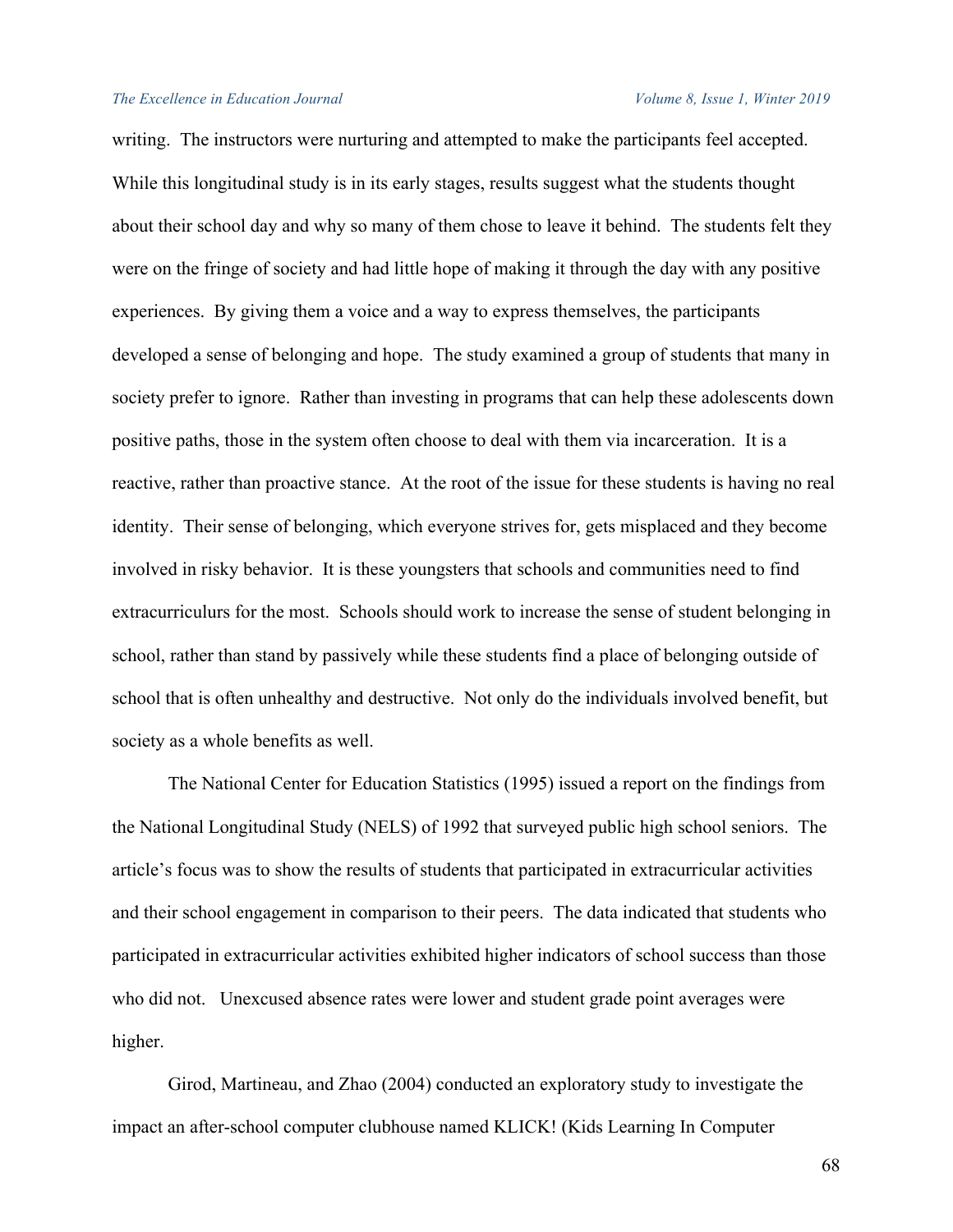writing. The instructors were nurturing and attempted to make the participants feel accepted. While this longitudinal study is in its early stages, results suggest what the students thought about their school day and why so many of them chose to leave it behind. The students felt they were on the fringe of society and had little hope of making it through the day with any positive experiences. By giving them a voice and a way to express themselves, the participants developed a sense of belonging and hope. The study examined a group of students that many in society prefer to ignore. Rather than investing in programs that can help these adolescents down positive paths, those in the system often choose to deal with them via incarceration. It is a reactive, rather than proactive stance. At the root of the issue for these students is having no real identity. Their sense of belonging, which everyone strives for, gets misplaced and they become involved in risky behavior. It is these youngsters that schools and communities need to find extracurriculurs for the most. Schools should work to increase the sense of student belonging in school, rather than stand by passively while these students find a place of belonging outside of school that is often unhealthy and destructive. Not only do the individuals involved benefit, but society as a whole benefits as well.

The National Center for Education Statistics (1995) issued a report on the findings from the National Longitudinal Study (NELS) of 1992 that surveyed public high school seniors. The article's focus was to show the results of students that participated in extracurricular activities and their school engagement in comparison to their peers. The data indicated that students who participated in extracurricular activities exhibited higher indicators of school success than those who did not. Unexcused absence rates were lower and student grade point averages were higher.

Girod, Martineau, and Zhao (2004) conducted an exploratory study to investigate the impact an after-school computer clubhouse named KLICK! (Kids Learning In Computer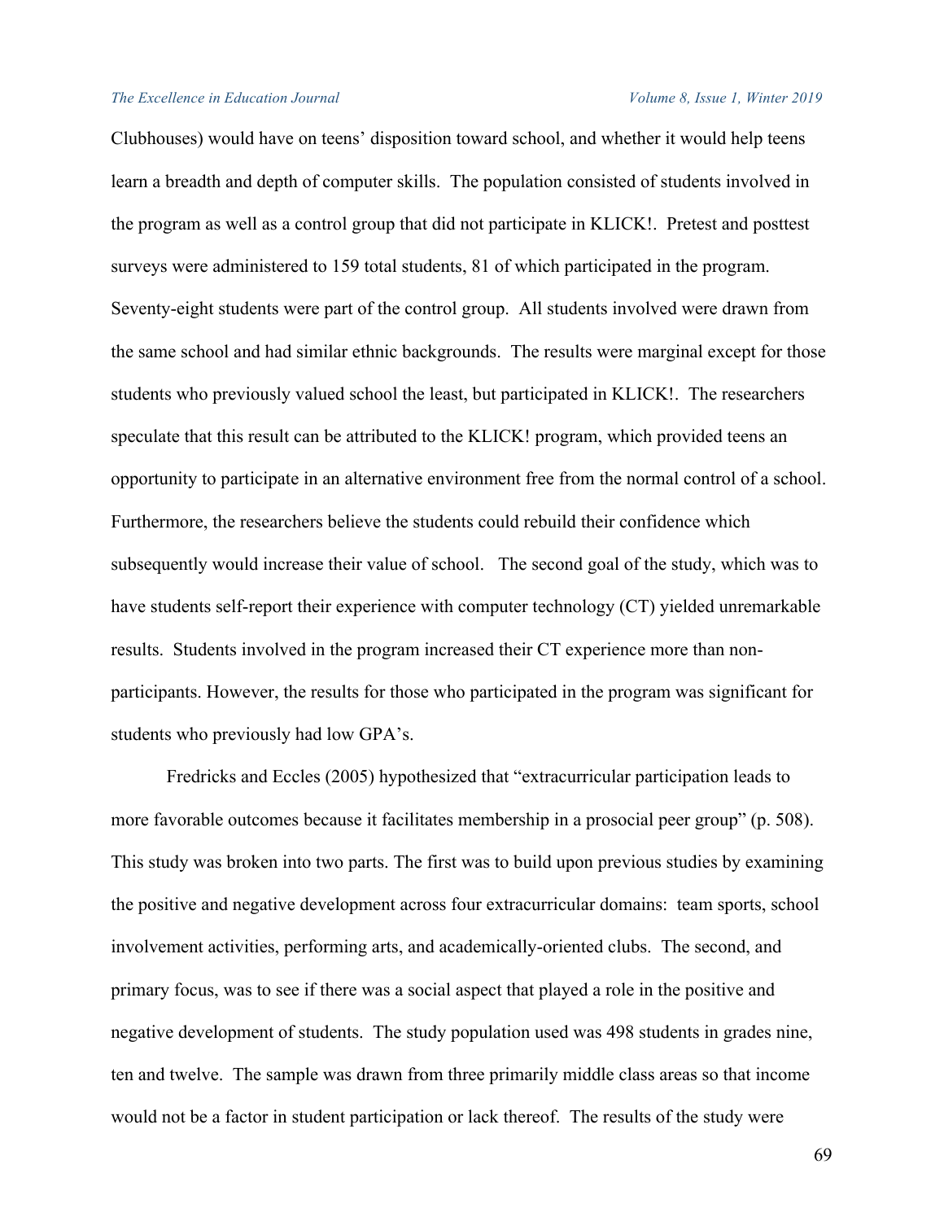Clubhouses) would have on teens' disposition toward school, and whether it would help teens learn a breadth and depth of computer skills. The population consisted of students involved in the program as well as a control group that did not participate in KLICK!. Pretest and posttest surveys were administered to 159 total students, 81 of which participated in the program. Seventy-eight students were part of the control group. All students involved were drawn from the same school and had similar ethnic backgrounds. The results were marginal except for those students who previously valued school the least, but participated in KLICK!. The researchers speculate that this result can be attributed to the KLICK! program, which provided teens an opportunity to participate in an alternative environment free from the normal control of a school. Furthermore, the researchers believe the students could rebuild their confidence which subsequently would increase their value of school. The second goal of the study, which was to have students self-report their experience with computer technology (CT) yielded unremarkable results. Students involved in the program increased their CT experience more than non-participants. However, the results for those who participated in the program was significant for students who previously had low GPA's.

Fredricks and Eccles (2005) hypothesized that "extracurricular participation leads to more favorable outcomes because it facilitates membership in a prosocial peer group" (p. 508). This study was broken into two parts. The first was to build upon previous studies by examining the positive and negative development across four extracurricular domains: team sports, school involvement activities, performing arts, and academically-oriented clubs. The second, and primary focus, was to see if there was a social aspect that played a role in the positive and negative development of students. The study population used was 498 students in grades nine, ten and twelve. The sample was drawn from three primarily middle class areas so that income would not be a factor in student participation or lack thereof. The results of the study were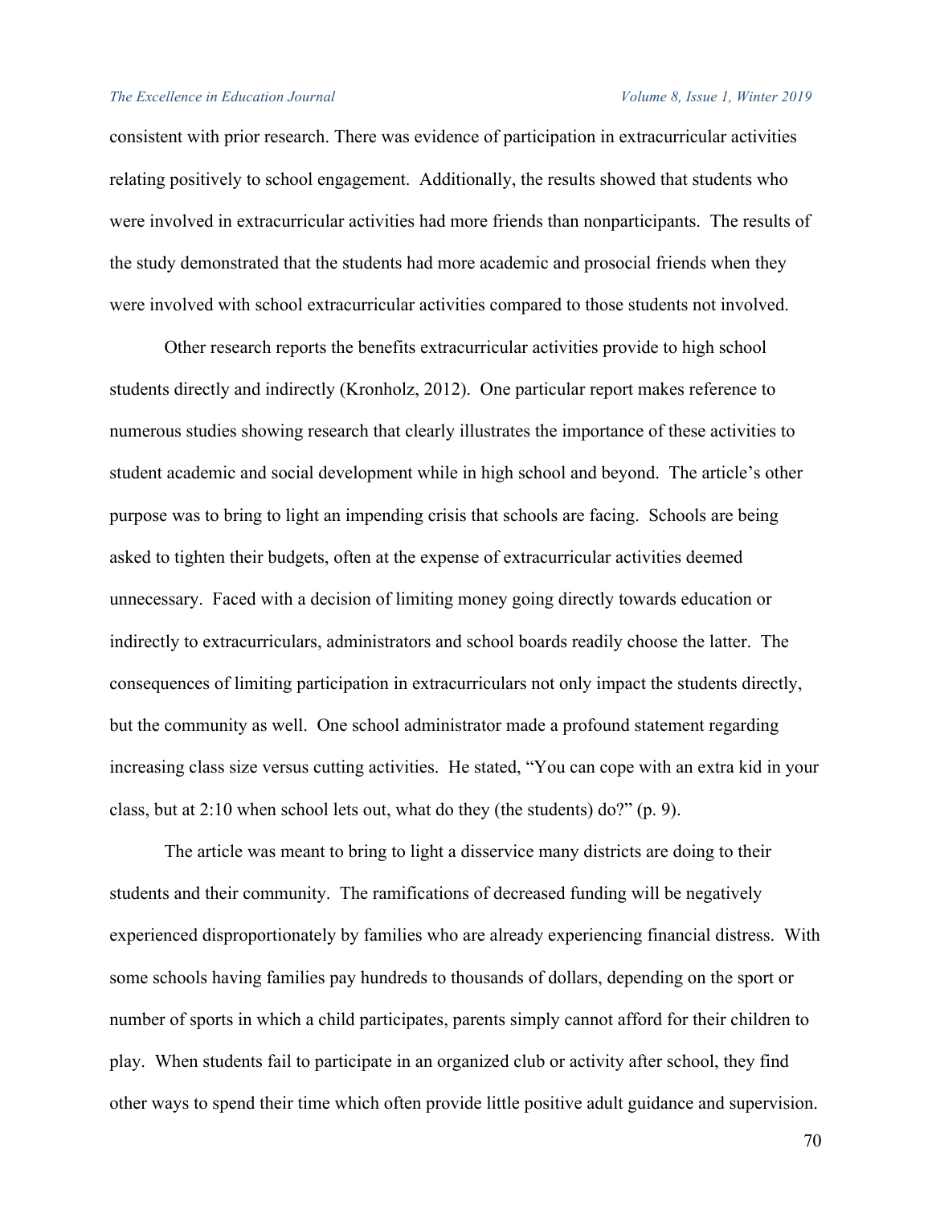consistent with prior research. There was evidence of participation in extracurricular activities relating positively to school engagement. Additionally, the results showed that students who were involved in extracurricular activities had more friends than nonparticipants. The results of the study demonstrated that the students had more academic and prosocial friends when they were involved with school extracurricular activities compared to those students not involved.

Other research reports the benefits extracurricular activities provide to high school students directly and indirectly (Kronholz, 2012). One particular report makes reference to numerous studies showing research that clearly illustrates the importance of these activities to student academic and social development while in high school and beyond. The article's other purpose was to bring to light an impending crisis that schools are facing. Schools are being asked to tighten their budgets, often at the expense of extracurricular activities deemed unnecessary. Faced with a decision of limiting money going directly towards education or indirectly to extracurriculars, administrators and school boards readily choose the latter. The consequences of limiting participation in extracurriculars not only impact the students directly, but the community as well. One school administrator made a profound statement regarding increasing class size versus cutting activities. He stated, "You can cope with an extra kid in your class, but at 2:10 when school lets out, what do they (the students) do?" (p. 9).

The article was meant to bring to light a disservice many districts are doing to their students and their community. The ramifications of decreased funding will be negatively experienced disproportionately by families who are already experiencing financial distress. With some schools having families pay hundreds to thousands of dollars, depending on the sport or number of sports in which a child participates, parents simply cannot afford for their children to play. When students fail to participate in an organized club or activity after school, they find other ways to spend their time which often provide little positive adult guidance and supervision.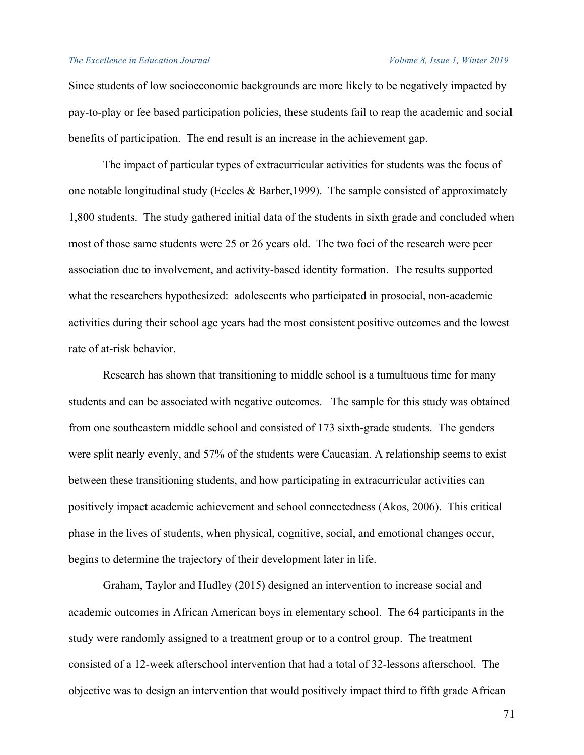Since students of low socioeconomic backgrounds are more likely to be negatively impacted by pay-to-play or fee based participation policies, these students fail to reap the academic and social benefits of participation. The end result is an increase in the achievement gap.

The impact of particular types of extracurricular activities for students was the focus of one notable longitudinal study (Eccles & Barber,1999). The sample consisted of approximately 1,800 students. The study gathered initial data of the students in sixth grade and concluded when most of those same students were 25 or 26 years old. The two foci of the research were peer association due to involvement, and activity-based identity formation. The results supported what the researchers hypothesized: adolescents who participated in prosocial, non-academic activities during their school age years had the most consistent positive outcomes and the lowest rate of at-risk behavior.

Research has shown that transitioning to middle school is a tumultuous time for many students and can be associated with negative outcomes. The sample for this study was obtained from one southeastern middle school and consisted of 173 sixth-grade students. The genders were split nearly evenly, and 57% of the students were Caucasian. A relationship seems to exist between these transitioning students, and how participating in extracurricular activities can positively impact academic achievement and school connectedness (Akos, 2006). This critical phase in the lives of students, when physical, cognitive, social, and emotional changes occur, begins to determine the trajectory of their development later in life.

Graham, Taylor and Hudley (2015) designed an intervention to increase social and academic outcomes in African American boys in elementary school. The 64 participants in the study were randomly assigned to a treatment group or to a control group. The treatment consisted of a 12-week afterschool intervention that had a total of 32-lessons afterschool. The objective was to design an intervention that would positively impact third to fifth grade African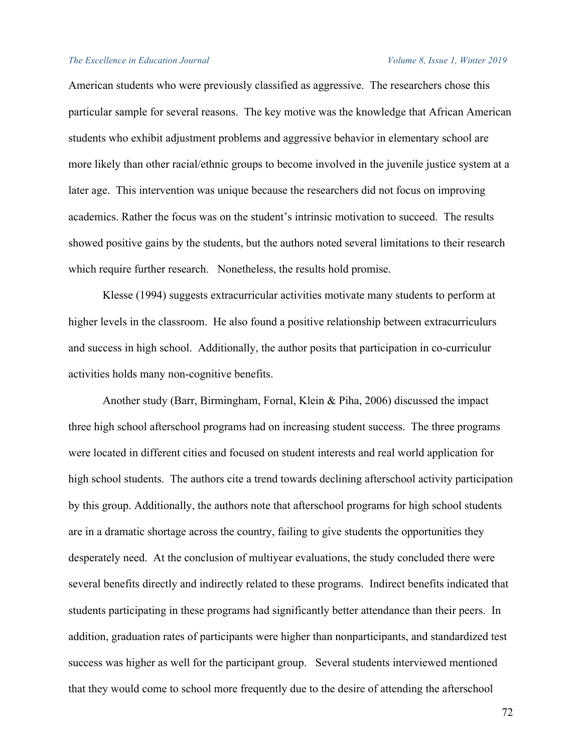American students who were previously classified as aggressive. The researchers chose this particular sample for several reasons. The key motive was the knowledge that African American students who exhibit adjustment problems and aggressive behavior in elementary school are more likely than other racial/ethnic groups to become involved in the juvenile justice system at a later age. This intervention was unique because the researchers did not focus on improving academics. Rather the focus was on the student's intrinsic motivation to succeed. The results showed positive gains by the students, but the authors noted several limitations to their research which require further research. Nonetheless, the results hold promise.

Klesse (1994) suggests extracurricular activities motivate many students to perform at higher levels in the classroom. He also found a positive relationship between extracurriculurs and success in high school. Additionally, the author posits that participation in co-curriculur activities holds many non-cognitive benefits.

Another study (Barr, Birmingham, Fornal, Klein & Piha, 2006) discussed the impact three high school afterschool programs had on increasing student success. The three programs were located in different cities and focused on student interests and real world application for high school students. The authors cite a trend towards declining afterschool activity participation by this group. Additionally, the authors note that afterschool programs for high school students are in a dramatic shortage across the country, failing to give students the opportunities they desperately need. At the conclusion of multiyear evaluations, the study concluded there were several benefits directly and indirectly related to these programs. Indirect benefits indicated that students participating in these programs had significantly better attendance than their peers. In addition, graduation rates of participants were higher than nonparticipants, and standardized test success was higher as well for the participant group. Several students interviewed mentioned that they would come to school more frequently due to the desire of attending the afterschool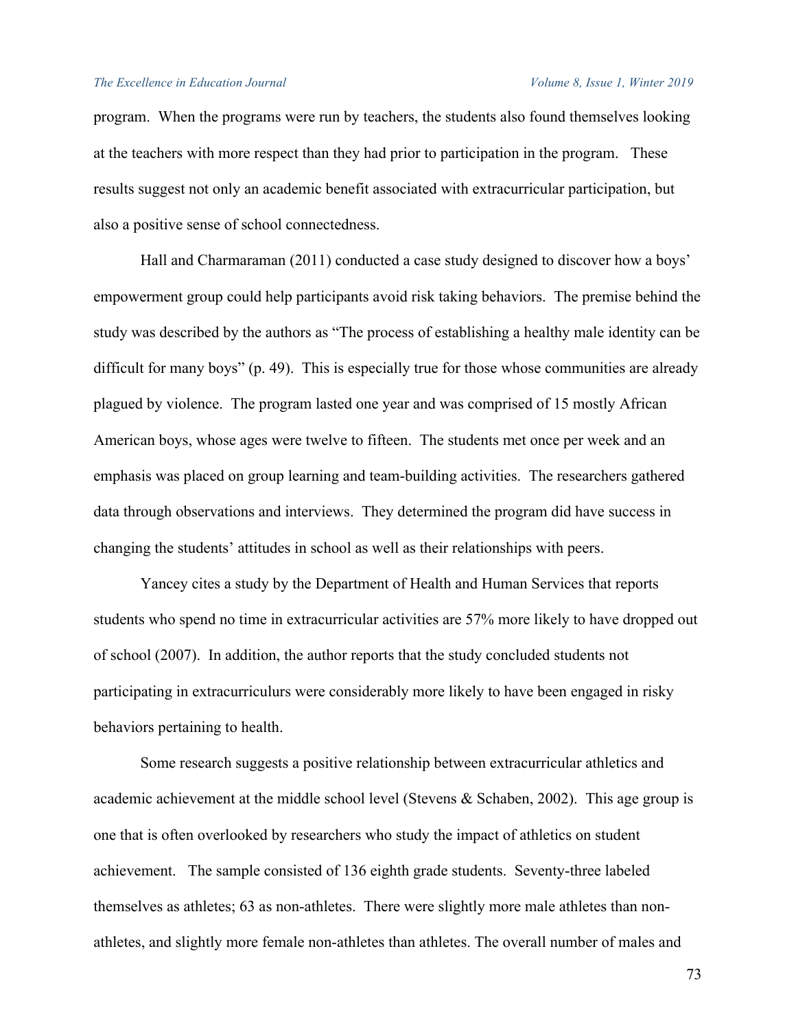program. When the programs were run by teachers, the students also found themselves looking at the teachers with more respect than they had prior to participation in the program. These results suggest not only an academic benefit associated with extracurricular participation, but also a positive sense of school connectedness.

Hall and Charmaraman (2011) conducted a case study designed to discover how a boys' empowerment group could help participants avoid risk taking behaviors. The premise behind the study was described by the authors as "The process of establishing a healthy male identity can be difficult for many boys" (p. 49). This is especially true for those whose communities are already plagued by violence. The program lasted one year and was comprised of 15 mostly African American boys, whose ages were twelve to fifteen. The students met once per week and an emphasis was placed on group learning and team-building activities. The researchers gathered data through observations and interviews. They determined the program did have success in changing the students' attitudes in school as well as their relationships with peers.

Yancey cites a study by the Department of Health and Human Services that reports students who spend no time in extracurricular activities are 57% more likely to have dropped out of school (2007). In addition, the author reports that the study concluded students not participating in extracurriculurs were considerably more likely to have been engaged in risky behaviors pertaining to health.

Some research suggests a positive relationship between extracurricular athletics and academic achievement at the middle school level (Stevens & Schaben, 2002). This age group is one that is often overlooked by researchers who study the impact of athletics on student achievement. The sample consisted of 136 eighth grade students. Seventy-three labeled themselves as athletes; 63 as non-athletes. There were slightly more male athletes than non-athletes, and slightly more female non-athletes than athletes. The overall number of males and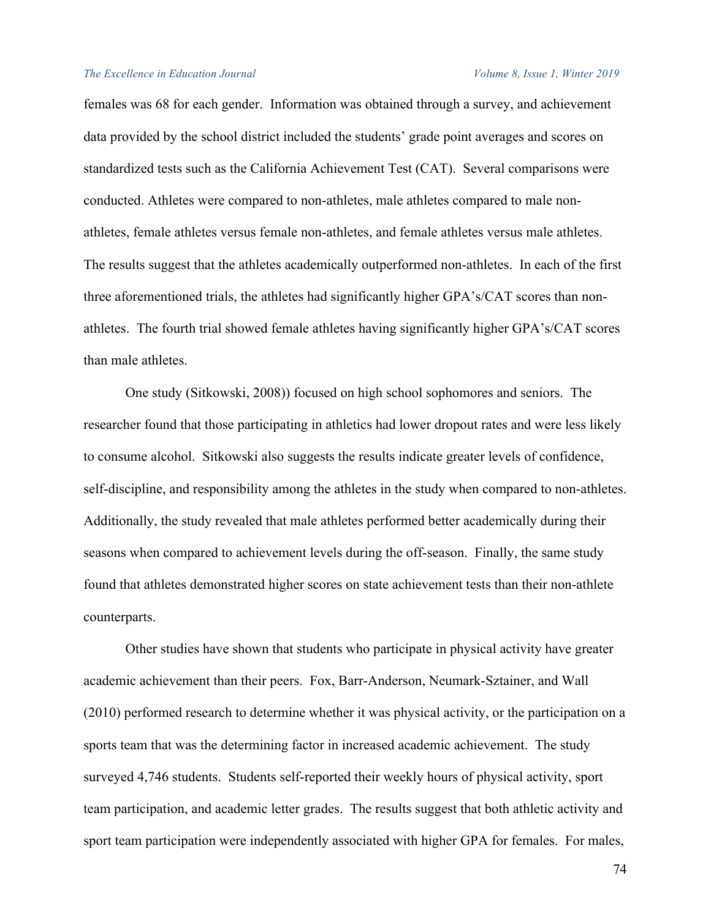females was 68 for each gender. Information was obtained through a survey, and achievement data provided by the school district included the students' grade point averages and scores on standardized tests such as the California Achievement Test (CAT). Several comparisons were conducted. Athletes were compared to non-athletes, male athletes compared to male non-athletes, female athletes versus female non-athletes, and female athletes versus male athletes. The results suggest that the athletes academically outperformed non-athletes. In each of the first three aforementioned trials, the athletes had significantly higher GPA's/CAT scores than non-athletes. The fourth trial showed female athletes having significantly higher GPA's/CAT scores than male athletes.

One study (Sitkowski, 2008)) focused on high school sophomores and seniors. The researcher found that those participating in athletics had lower dropout rates and were less likely to consume alcohol. Sitkowski also suggests the results indicate greater levels of confidence, self-discipline, and responsibility among the athletes in the study when compared to non-athletes. Additionally, the study revealed that male athletes performed better academically during their seasons when compared to achievement levels during the off-season. Finally, the same study found that athletes demonstrated higher scores on state achievement tests than their non-athlete counterparts.

Other studies have shown that students who participate in physical activity have greater academic achievement than their peers. Fox, Barr-Anderson, Neumark-Sztainer, and Wall (2010) performed research to determine whether it was physical activity, or the participation on a sports team that was the determining factor in increased academic achievement. The study surveyed 4,746 students. Students self-reported their weekly hours of physical activity, sport team participation, and academic letter grades. The results suggest that both athletic activity and sport team participation were independently associated with higher GPA for females. For males,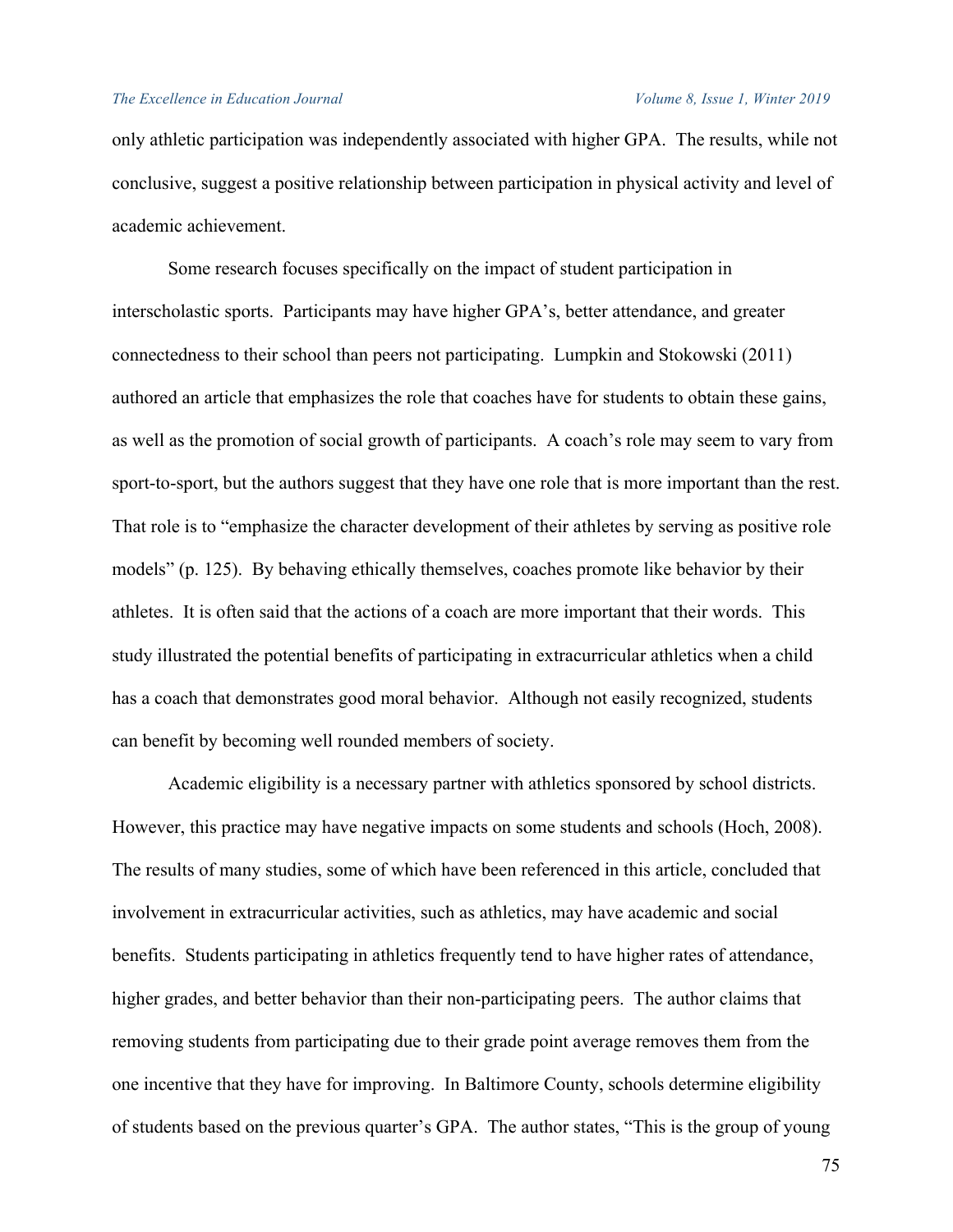only athletic participation was independently associated with higher GPA. The results, while not conclusive, suggest a positive relationship between participation in physical activity and level of academic achievement.

Some research focuses specifically on the impact of student participation in interscholastic sports. Participants may have higher GPA's, better attendance, and greater connectedness to their school than peers not participating. Lumpkin and Stokowski (2011) authored an article that emphasizes the role that coaches have for students to obtain these gains, as well as the promotion of social growth of participants. A coach's role may seem to vary from sport-to-sport, but the authors suggest that they have one role that is more important than the rest. That role is to "emphasize the character development of their athletes by serving as positive role models" (p. 125). By behaving ethically themselves, coaches promote like behavior by their athletes. It is often said that the actions of a coach are more important that their words. This study illustrated the potential benefits of participating in extracurricular athletics when a child has a coach that demonstrates good moral behavior. Although not easily recognized, students can benefit by becoming well rounded members of society.

Academic eligibility is a necessary partner with athletics sponsored by school districts. However, this practice may have negative impacts on some students and schools (Hoch, 2008). The results of many studies, some of which have been referenced in this article, concluded that involvement in extracurricular activities, such as athletics, may have academic and social benefits. Students participating in athletics frequently tend to have higher rates of attendance, higher grades, and better behavior than their non-participating peers. The author claims that removing students from participating due to their grade point average removes them from the one incentive that they have for improving. In Baltimore County, schools determine eligibility of students based on the previous quarter's GPA. The author states, "This is the group of young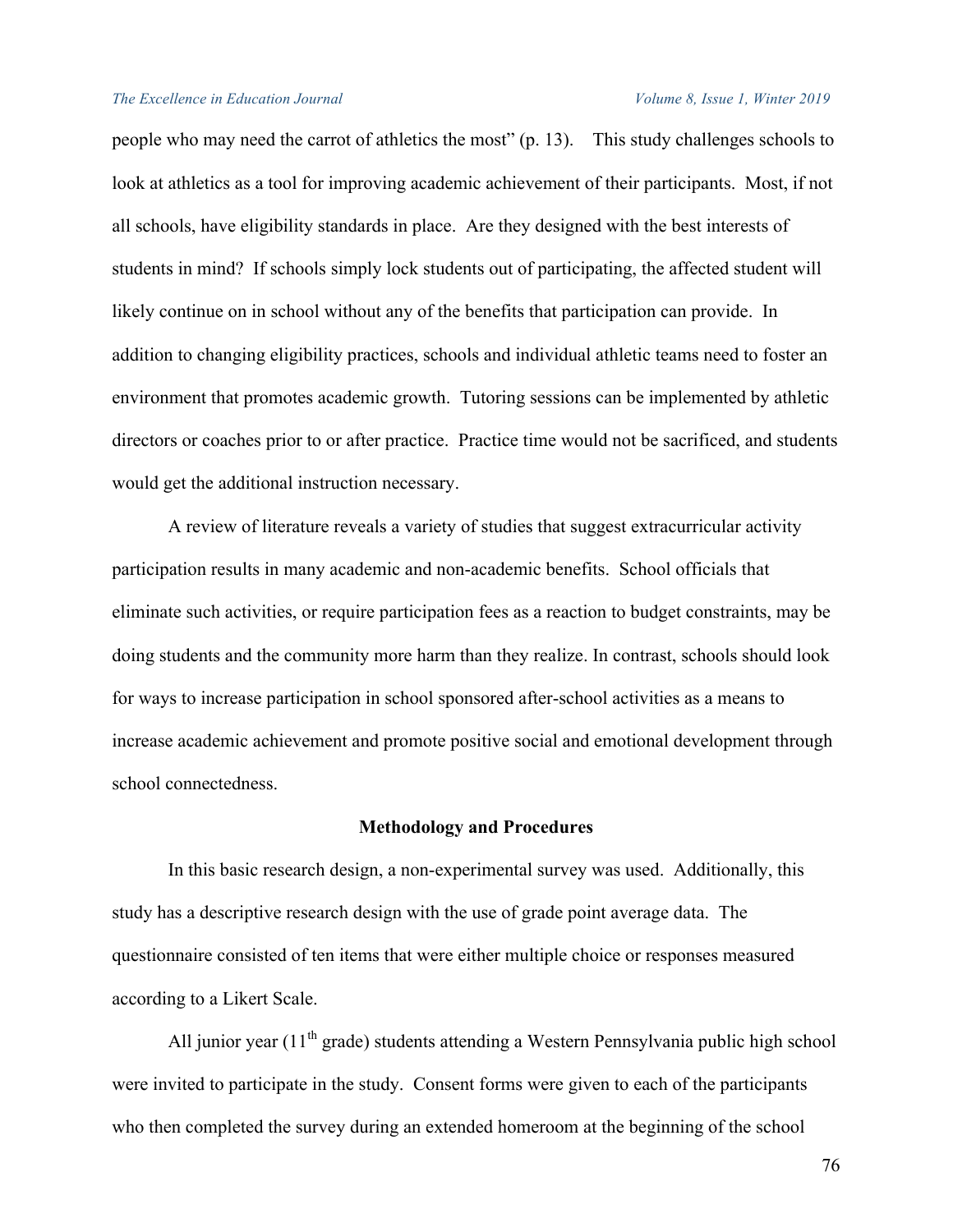people who may need the carrot of athletics the most" (p. 13). This study challenges schools to look at athletics as a tool for improving academic achievement of their participants. Most, if not all schools, have eligibility standards in place. Are they designed with the best interests of students in mind? If schools simply lock students out of participating, the affected student will likely continue on in school without any of the benefits that participation can provide. In addition to changing eligibility practices, schools and individual athletic teams need to foster an environment that promotes academic growth. Tutoring sessions can be implemented by athletic directors or coaches prior to or after practice. Practice time would not be sacrificed, and students would get the additional instruction necessary.

A review of literature reveals a variety of studies that suggest extracurricular activity participation results in many academic and non-academic benefits. School officials that eliminate such activities, or require participation fees as a reaction to budget constraints, may be doing students and the community more harm than they realize. In contrast, schools should look for ways to increase participation in school sponsored after-school activities as a means to increase academic achievement and promote positive social and emotional development through school connectedness.

## Methodology and Procedures

In this basic research design, a non-experimental survey was used. Additionally, this study has a descriptive research design with the use of grade point average data. The questionnaire consisted of ten items that were either multiple choice or responses measured according to a Likert Scale.

All junior year (11th grade) students attending a Western Pennsylvania public high school were invited to participate in the study. Consent forms were given to each of the participants who then completed the survey during an extended homeroom at the beginning of the school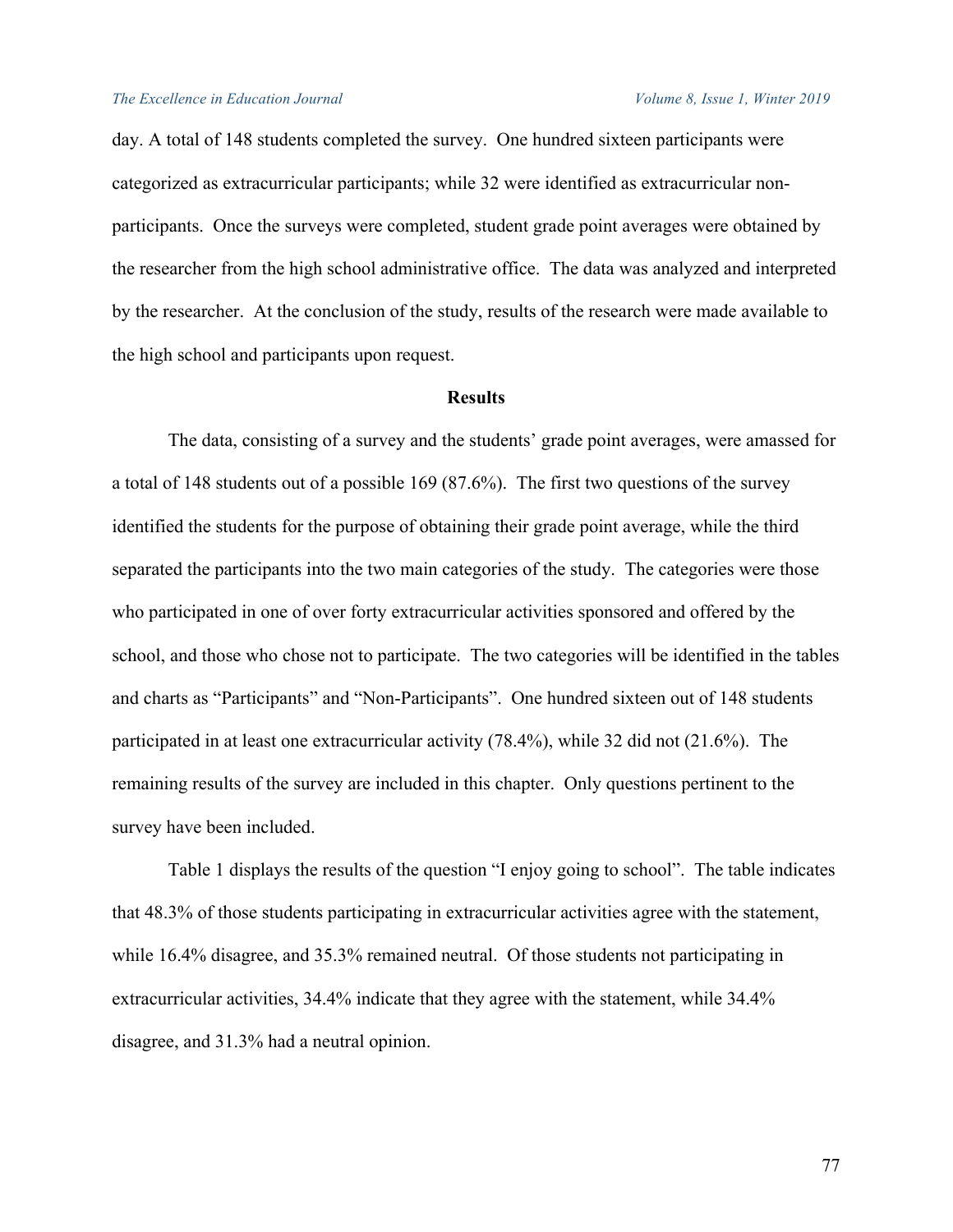day. A total of 148 students completed the survey. One hundred sixteen participants were categorized as extracurricular participants; while 32 were identified as extracurricular non-participants. Once the surveys were completed, student grade point averages were obtained by the researcher from the high school administrative office. The data was analyzed and interpreted by the researcher. At the conclusion of the study, results of the research were made available to the high school and participants upon request.

## Results

The data, consisting of a survey and the students' grade point averages, were amassed for a total of 148 students out of a possible 169 (87.6%). The first two questions of the survey identified the students for the purpose of obtaining their grade point average, while the third separated the participants into the two main categories of the study. The categories were those who participated in one of over forty extracurricular activities sponsored and offered by the school, and those who chose not to participate. The two categories will be identified in the tables and charts as "Participants" and "Non-Participants". One hundred sixteen out of 148 students participated in at least one extracurricular activity (78.4%), while 32 did not (21.6%). The remaining results of the survey are included in this chapter. Only questions pertinent to the survey have been included.

Table 1 displays the results of the question "I enjoy going to school". The table indicates that 48.3% of those students participating in extracurricular activities agree with the statement, while 16.4% disagree, and 35.3% remained neutral. Of those students not participating in extracurricular activities, 34.4% indicate that they agree with the statement, while 34.4% disagree, and 31.3% had a neutral opinion.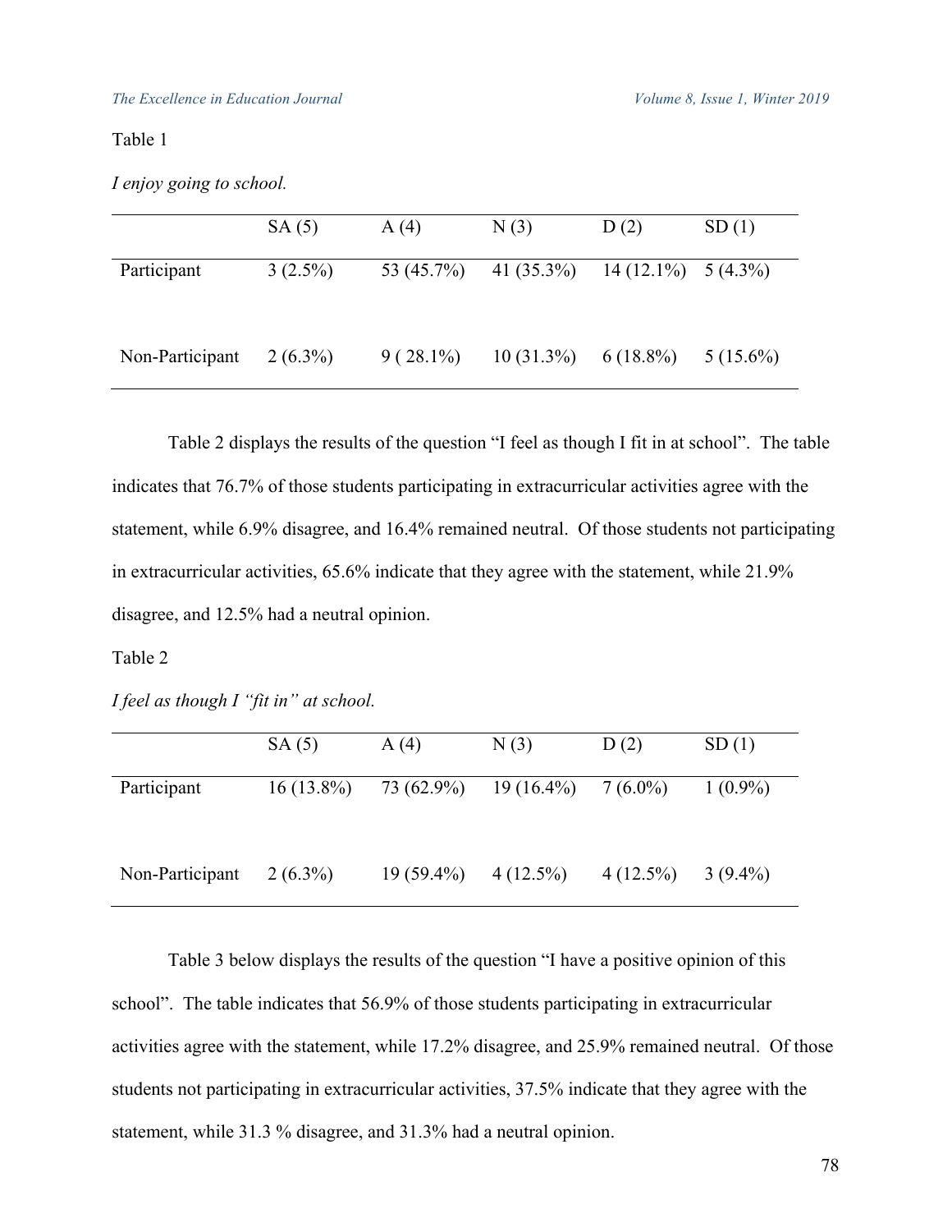Table 1

*I enjoy going to school.*

| | SA (5) | A (4) | N (3) | D (2) | SD (1) |
|---|---|---|---|---|---|
| Participant | 3 (2.5%) | 53 (45.7%) | 41 (35.3%) | 14 (12.1%) | 5 (4.3%) |
| Non-Participant | 2 (6.3%) | 9 ( 28.1%) | 10 (31.3%) | 6 (18.8%) | 5 (15.6%) |

Table 2 displays the results of the question "I feel as though I fit in at school". The table indicates that 76.7% of those students participating in extracurricular activities agree with the statement, while 6.9% disagree, and 16.4% remained neutral. Of those students not participating in extracurricular activities, 65.6% indicate that they agree with the statement, while 21.9% disagree, and 12.5% had a neutral opinion.

Table 2

*I feel as though I "fit in" at school.*

| | SA (5) | A (4) | N (3) | D (2) | SD (1) |
|---|---|---|---|---|---|
| Participant | 16 (13.8%) | 73 (62.9%) | 19 (16.4%) | 7 (6.0%) | 1 (0.9%) |
| Non-Participant | 2 (6.3%) | 19 (59.4%) | 4 (12.5%) | 4 (12.5%) | 3 (9.4%) |

Table 3 below displays the results of the question "I have a positive opinion of this school". The table indicates that 56.9% of those students participating in extracurricular activities agree with the statement, while 17.2% disagree, and 25.9% remained neutral. Of those students not participating in extracurricular activities, 37.5% indicate that they agree with the statement, while 31.3 % disagree, and 31.3% had a neutral opinion.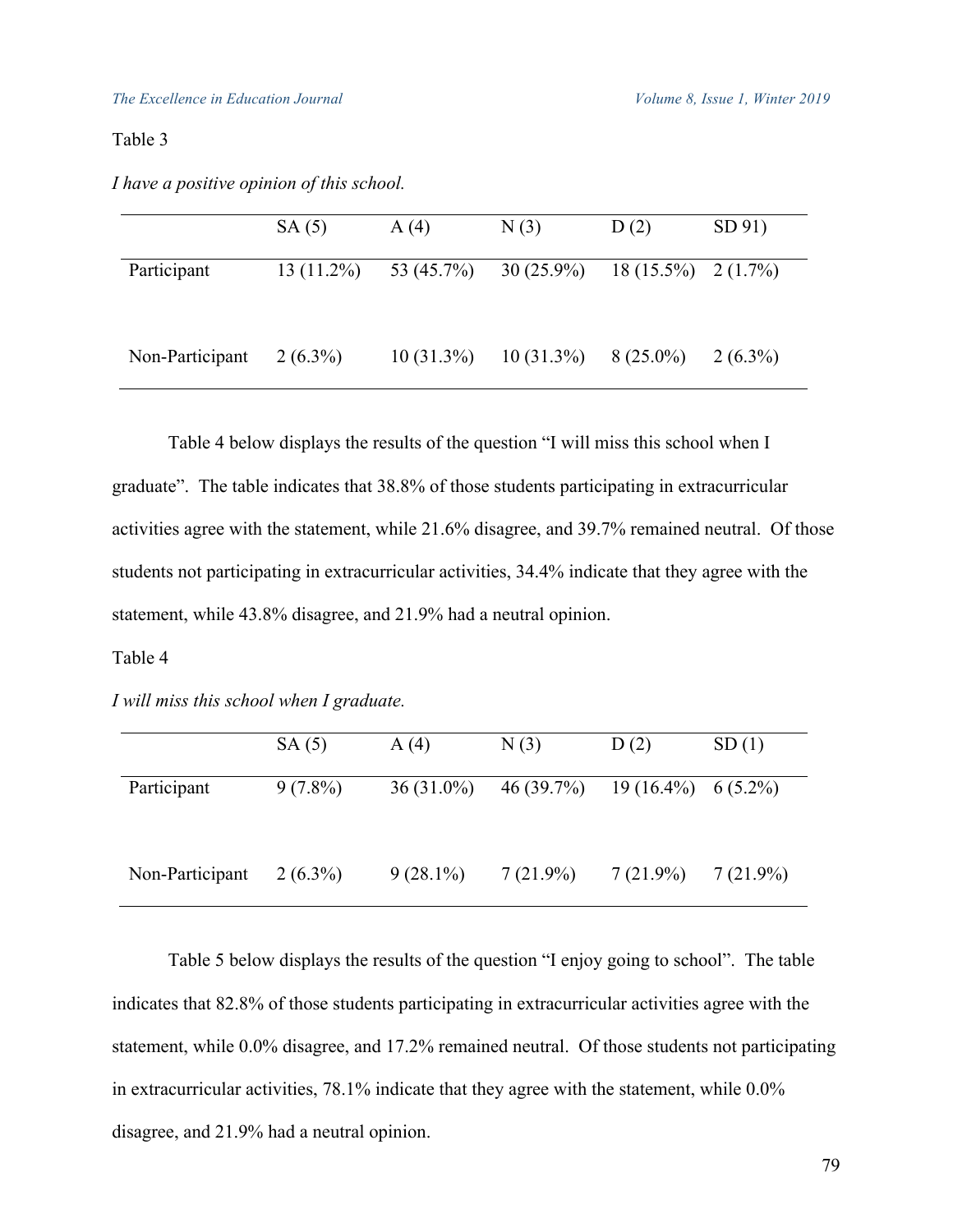Table 3

*I have a positive opinion of this school.*

| | SA (5) | A (4) | N (3) | D (2) | SD 91) |
|---|---|---|---|---|---|
| Participant | 13 (11.2%) | 53 (45.7%) | 30 (25.9%) | 18 (15.5%) | 2 (1.7%) |
| Non-Participant | 2 (6.3%) | 10 (31.3%) | 10 (31.3%) | 8 (25.0%) | 2 (6.3%) |

Table 4 below displays the results of the question "I will miss this school when I graduate". The table indicates that 38.8% of those students participating in extracurricular activities agree with the statement, while 21.6% disagree, and 39.7% remained neutral. Of those students not participating in extracurricular activities, 34.4% indicate that they agree with the statement, while 43.8% disagree, and 21.9% had a neutral opinion.

Table 4

*I will miss this school when I graduate.*

| | SA (5) | A (4) | N (3) | D (2) | SD (1) |
|---|---|---|---|---|---|
| Participant | 9 (7.8%) | 36 (31.0%) | 46 (39.7%) | 19 (16.4%) | 6 (5.2%) |
| Non-Participant | 2 (6.3%) | 9 (28.1%) | 7 (21.9%) | 7 (21.9%) | 7 (21.9%) |

Table 5 below displays the results of the question "I enjoy going to school". The table indicates that 82.8% of those students participating in extracurricular activities agree with the statement, while 0.0% disagree, and 17.2% remained neutral. Of those students not participating in extracurricular activities, 78.1% indicate that they agree with the statement, while 0.0% disagree, and 21.9% had a neutral opinion.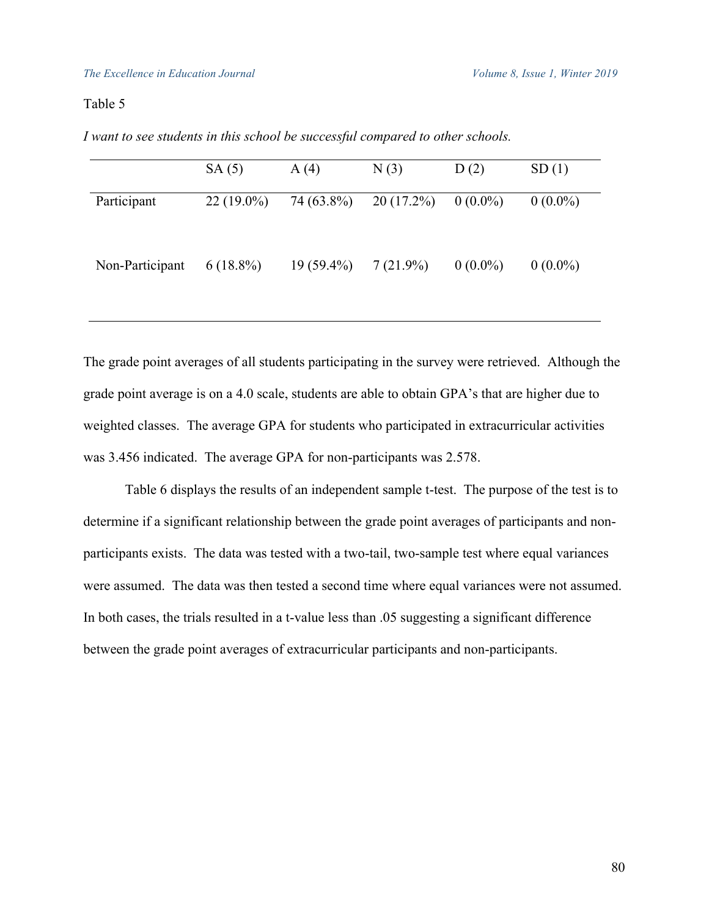Table 5

*I want to see students in this school be successful compared to other schools.*

| | SA (5) | A (4) | N (3) | D (2) | SD (1) |
|---|---|---|---|---|---|
| Participant | 22 (19.0%) | 74 (63.8%) | 20 (17.2%) | 0 (0.0%) | 0 (0.0%) |
| Non-Participant | 6 (18.8%) | 19 (59.4%) | 7 (21.9%) | 0 (0.0%) | 0 (0.0%) |

The grade point averages of all students participating in the survey were retrieved. Although the grade point average is on a 4.0 scale, students are able to obtain GPA's that are higher due to weighted classes. The average GPA for students who participated in extracurricular activities was 3.456 indicated. The average GPA for non-participants was 2.578.

Table 6 displays the results of an independent sample t-test. The purpose of the test is to determine if a significant relationship between the grade point averages of participants and non-participants exists. The data was tested with a two-tail, two-sample test where equal variances were assumed. The data was then tested a second time where equal variances were not assumed. In both cases, the trials resulted in a t-value less than .05 suggesting a significant difference between the grade point averages of extracurricular participants and non-participants.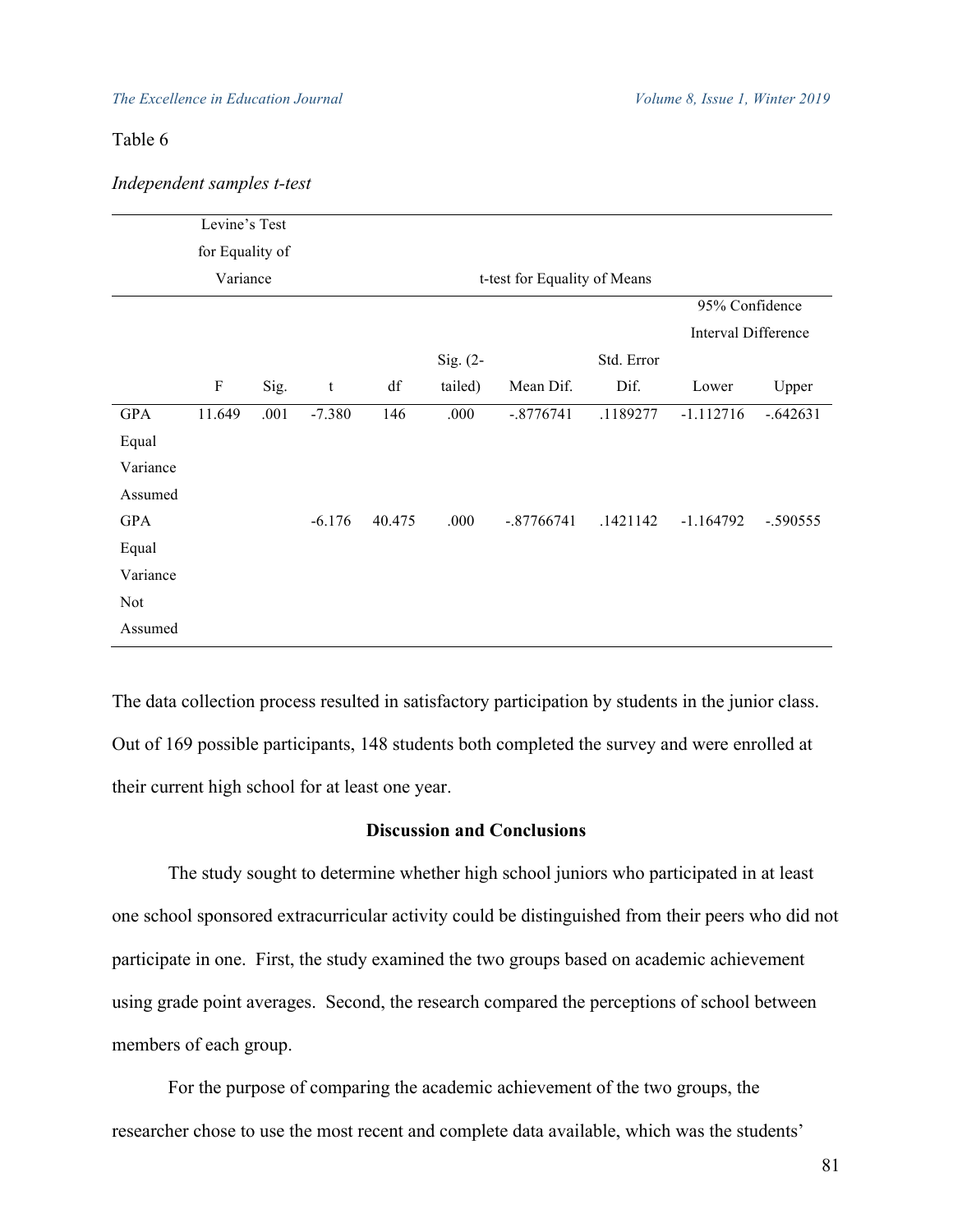Table 6

*Independent samples t-test*

| | Levine's Test for Equality of Variance | | t-test for Equality of Means | | | | | | |
|---|---|---|---|---|---|---|---|---|---|
| | | | | | | | | 95% Confidence Interval Difference | |
| | F | Sig. | t | df | Sig. (2-tailed) | Mean Dif. | Std. Error Dif. | Lower | Upper |
| GPA Equal Variance Assumed | 11.649 | .001 | -7.380 | 146 | .000 | -.8776741 | .1189277 | -1.112716 | -.642631 |
| GPA Equal Variance Not Assumed | | | -6.176 | 40.475 | .000 | -.87766741 | .1421142 | -1.164792 | -.590555 |

The data collection process resulted in satisfactory participation by students in the junior class. Out of 169 possible participants, 148 students both completed the survey and were enrolled at their current high school for at least one year.

## Discussion and Conclusions

The study sought to determine whether high school juniors who participated in at least one school sponsored extracurricular activity could be distinguished from their peers who did not participate in one. First, the study examined the two groups based on academic achievement using grade point averages. Second, the research compared the perceptions of school between members of each group.

For the purpose of comparing the academic achievement of the two groups, the researcher chose to use the most recent and complete data available, which was the students'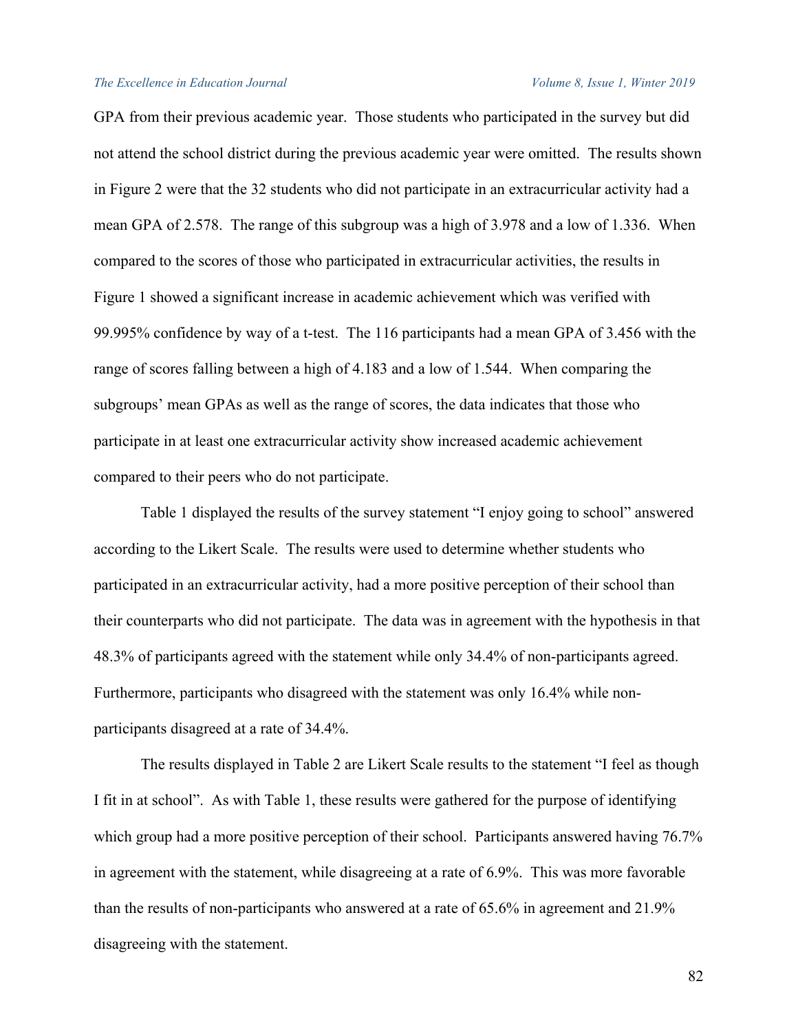GPA from their previous academic year. Those students who participated in the survey but did not attend the school district during the previous academic year were omitted. The results shown in Figure 2 were that the 32 students who did not participate in an extracurricular activity had a mean GPA of 2.578. The range of this subgroup was a high of 3.978 and a low of 1.336. When compared to the scores of those who participated in extracurricular activities, the results in Figure 1 showed a significant increase in academic achievement which was verified with 99.995% confidence by way of a t-test. The 116 participants had a mean GPA of 3.456 with the range of scores falling between a high of 4.183 and a low of 1.544. When comparing the subgroups' mean GPAs as well as the range of scores, the data indicates that those who participate in at least one extracurricular activity show increased academic achievement compared to their peers who do not participate.

Table 1 displayed the results of the survey statement "I enjoy going to school" answered according to the Likert Scale. The results were used to determine whether students who participated in an extracurricular activity, had a more positive perception of their school than their counterparts who did not participate. The data was in agreement with the hypothesis in that 48.3% of participants agreed with the statement while only 34.4% of non-participants agreed. Furthermore, participants who disagreed with the statement was only 16.4% while non-participants disagreed at a rate of 34.4%.

The results displayed in Table 2 are Likert Scale results to the statement "I feel as though I fit in at school". As with Table 1, these results were gathered for the purpose of identifying which group had a more positive perception of their school. Participants answered having 76.7% in agreement with the statement, while disagreeing at a rate of 6.9%. This was more favorable than the results of non-participants who answered at a rate of 65.6% in agreement and 21.9% disagreeing with the statement.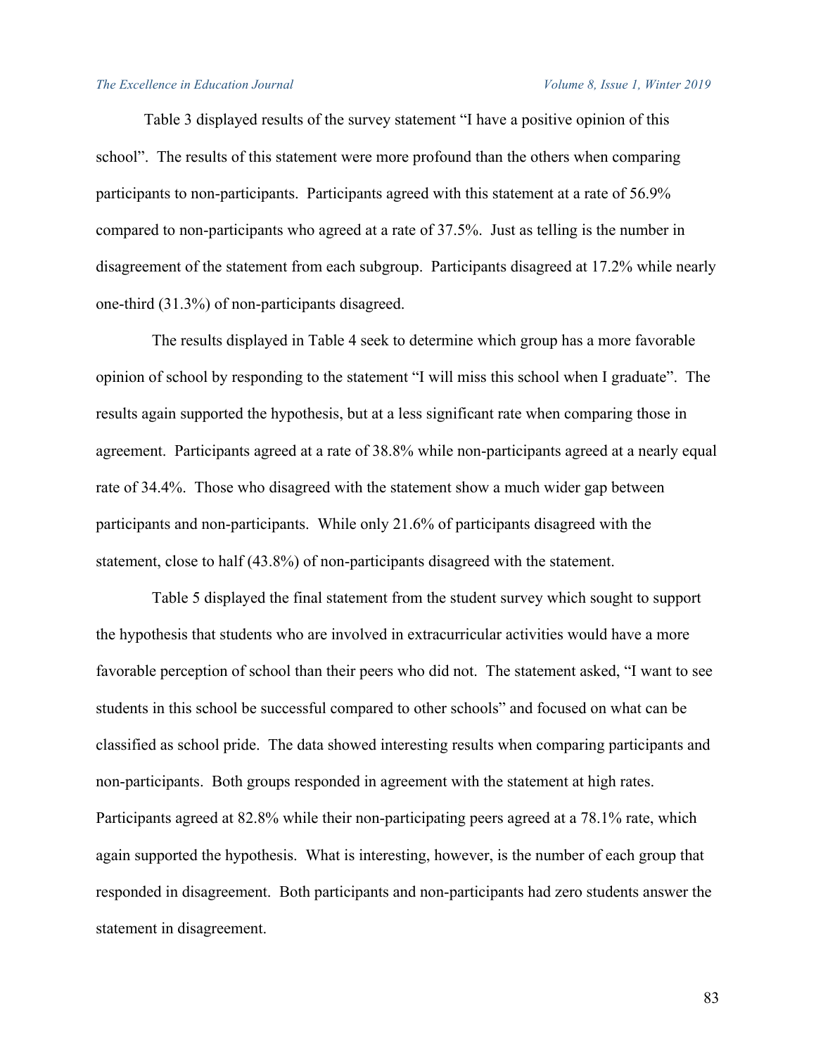Table 3 displayed results of the survey statement "I have a positive opinion of this school". The results of this statement were more profound than the others when comparing participants to non-participants. Participants agreed with this statement at a rate of 56.9% compared to non-participants who agreed at a rate of 37.5%. Just as telling is the number in disagreement of the statement from each subgroup. Participants disagreed at 17.2% while nearly one-third (31.3%) of non-participants disagreed.

The results displayed in Table 4 seek to determine which group has a more favorable opinion of school by responding to the statement "I will miss this school when I graduate". The results again supported the hypothesis, but at a less significant rate when comparing those in agreement. Participants agreed at a rate of 38.8% while non-participants agreed at a nearly equal rate of 34.4%. Those who disagreed with the statement show a much wider gap between participants and non-participants. While only 21.6% of participants disagreed with the statement, close to half (43.8%) of non-participants disagreed with the statement.

Table 5 displayed the final statement from the student survey which sought to support the hypothesis that students who are involved in extracurricular activities would have a more favorable perception of school than their peers who did not. The statement asked, "I want to see students in this school be successful compared to other schools" and focused on what can be classified as school pride. The data showed interesting results when comparing participants and non-participants. Both groups responded in agreement with the statement at high rates. Participants agreed at 82.8% while their non-participating peers agreed at a 78.1% rate, which again supported the hypothesis. What is interesting, however, is the number of each group that responded in disagreement. Both participants and non-participants had zero students answer the statement in disagreement.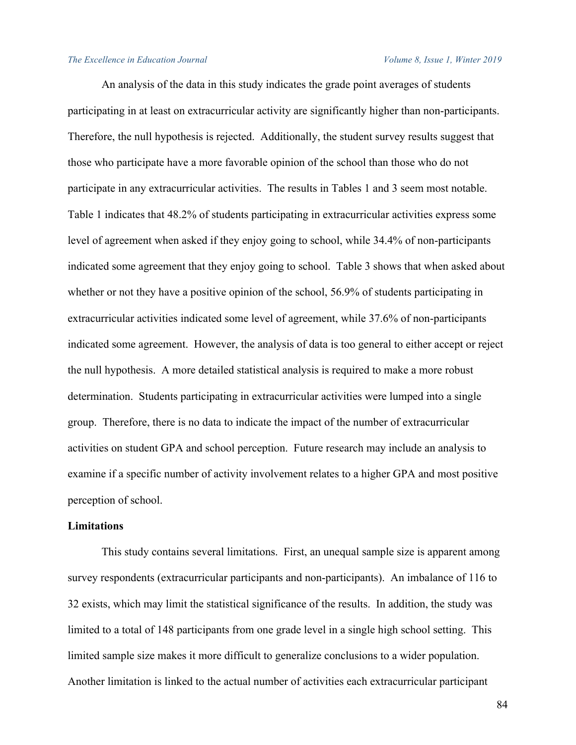An analysis of the data in this study indicates the grade point averages of students participating in at least on extracurricular activity are significantly higher than non-participants. Therefore, the null hypothesis is rejected. Additionally, the student survey results suggest that those who participate have a more favorable opinion of the school than those who do not participate in any extracurricular activities. The results in Tables 1 and 3 seem most notable. Table 1 indicates that 48.2% of students participating in extracurricular activities express some level of agreement when asked if they enjoy going to school, while 34.4% of non-participants indicated some agreement that they enjoy going to school. Table 3 shows that when asked about whether or not they have a positive opinion of the school, 56.9% of students participating in extracurricular activities indicated some level of agreement, while 37.6% of non-participants indicated some agreement. However, the analysis of data is too general to either accept or reject the null hypothesis. A more detailed statistical analysis is required to make a more robust determination. Students participating in extracurricular activities were lumped into a single group. Therefore, there is no data to indicate the impact of the number of extracurricular activities on student GPA and school perception. Future research may include an analysis to examine if a specific number of activity involvement relates to a higher GPA and most positive perception of school.

**Limitations**

This study contains several limitations. First, an unequal sample size is apparent among survey respondents (extracurricular participants and non-participants). An imbalance of 116 to 32 exists, which may limit the statistical significance of the results. In addition, the study was limited to a total of 148 participants from one grade level in a single high school setting. This limited sample size makes it more difficult to generalize conclusions to a wider population. Another limitation is linked to the actual number of activities each extracurricular participant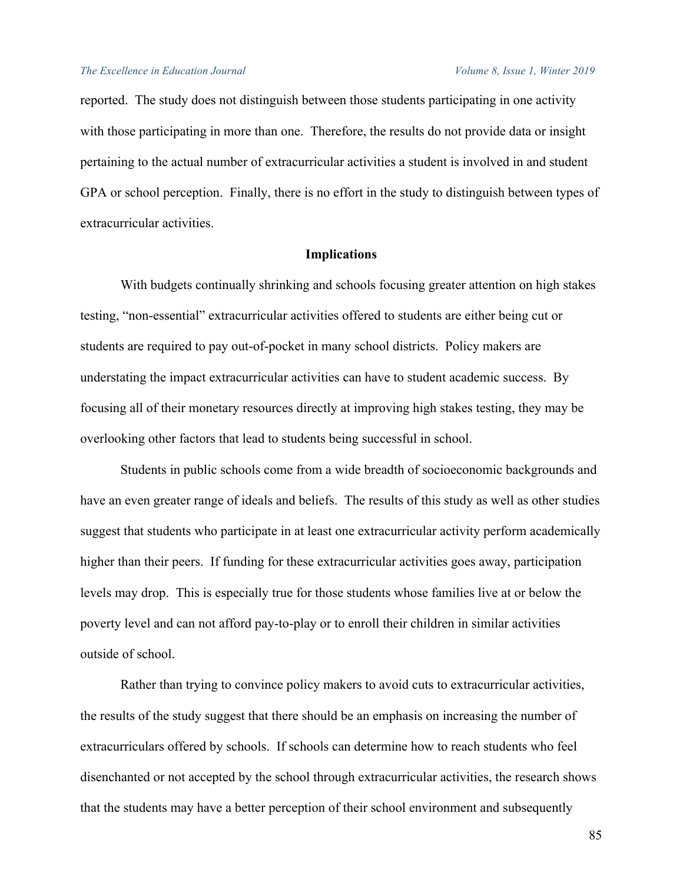reported. The study does not distinguish between those students participating in one activity with those participating in more than one. Therefore, the results do not provide data or insight pertaining to the actual number of extracurricular activities a student is involved in and student GPA or school perception. Finally, there is no effort in the study to distinguish between types of extracurricular activities.

## Implications

With budgets continually shrinking and schools focusing greater attention on high stakes testing, "non-essential" extracurricular activities offered to students are either being cut or students are required to pay out-of-pocket in many school districts. Policy makers are understating the impact extracurricular activities can have to student academic success. By focusing all of their monetary resources directly at improving high stakes testing, they may be overlooking other factors that lead to students being successful in school.

Students in public schools come from a wide breadth of socioeconomic backgrounds and have an even greater range of ideals and beliefs. The results of this study as well as other studies suggest that students who participate in at least one extracurricular activity perform academically higher than their peers. If funding for these extracurricular activities goes away, participation levels may drop. This is especially true for those students whose families live at or below the poverty level and can not afford pay-to-play or to enroll their children in similar activities outside of school.

Rather than trying to convince policy makers to avoid cuts to extracurricular activities, the results of the study suggest that there should be an emphasis on increasing the number of extracurriculars offered by schools. If schools can determine how to reach students who feel disenchanted or not accepted by the school through extracurricular activities, the research shows that the students may have a better perception of their school environment and subsequently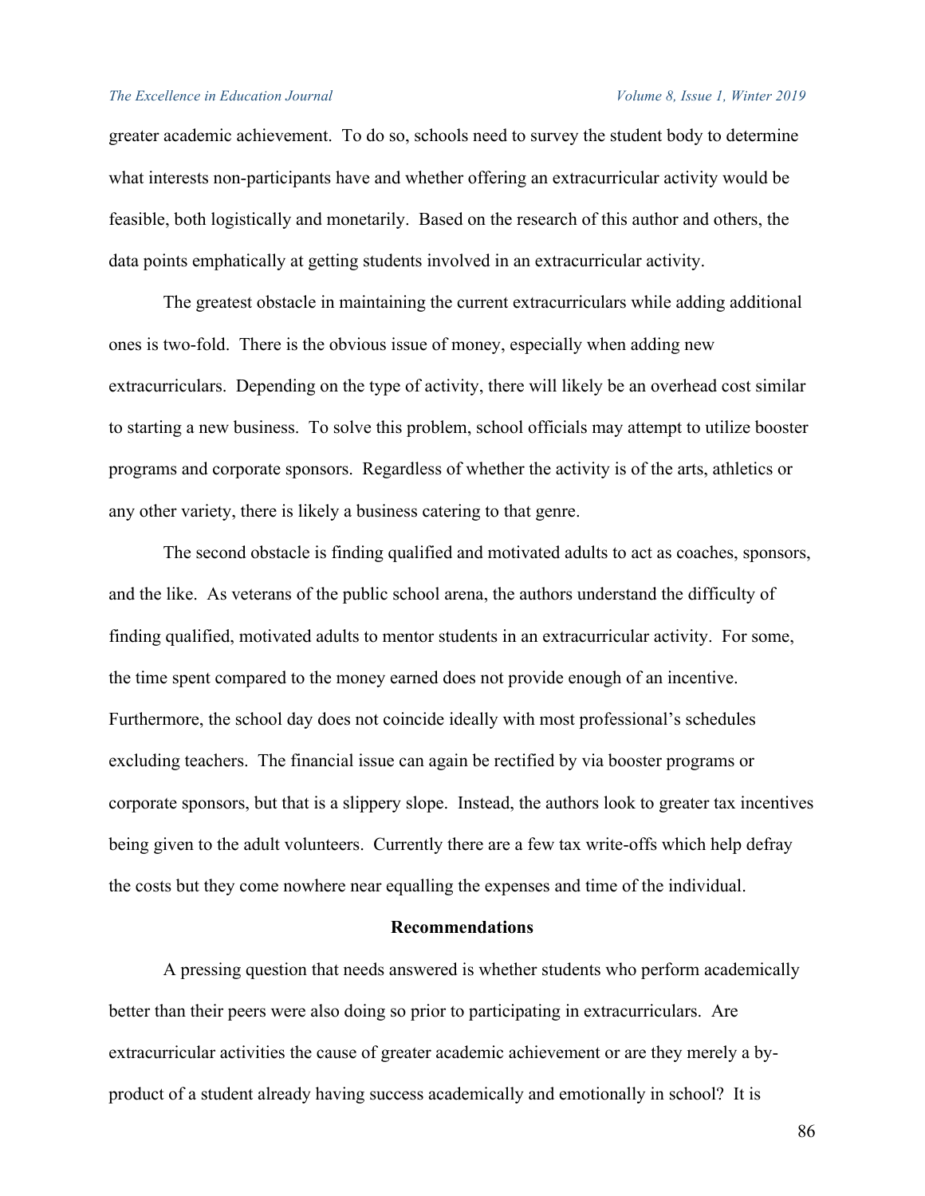greater academic achievement. To do so, schools need to survey the student body to determine what interests non-participants have and whether offering an extracurricular activity would be feasible, both logistically and monetarily. Based on the research of this author and others, the data points emphatically at getting students involved in an extracurricular activity.

The greatest obstacle in maintaining the current extracurriculars while adding additional ones is two-fold. There is the obvious issue of money, especially when adding new extracurriculars. Depending on the type of activity, there will likely be an overhead cost similar to starting a new business. To solve this problem, school officials may attempt to utilize booster programs and corporate sponsors. Regardless of whether the activity is of the arts, athletics or any other variety, there is likely a business catering to that genre.

The second obstacle is finding qualified and motivated adults to act as coaches, sponsors, and the like. As veterans of the public school arena, the authors understand the difficulty of finding qualified, motivated adults to mentor students in an extracurricular activity. For some, the time spent compared to the money earned does not provide enough of an incentive. Furthermore, the school day does not coincide ideally with most professional's schedules excluding teachers. The financial issue can again be rectified by via booster programs or corporate sponsors, but that is a slippery slope. Instead, the authors look to greater tax incentives being given to the adult volunteers. Currently there are a few tax write-offs which help defray the costs but they come nowhere near equalling the expenses and time of the individual.

## Recommendations

A pressing question that needs answered is whether students who perform academically better than their peers were also doing so prior to participating in extracurriculars. Are extracurricular activities the cause of greater academic achievement or are they merely a by-product of a student already having success academically and emotionally in school? It is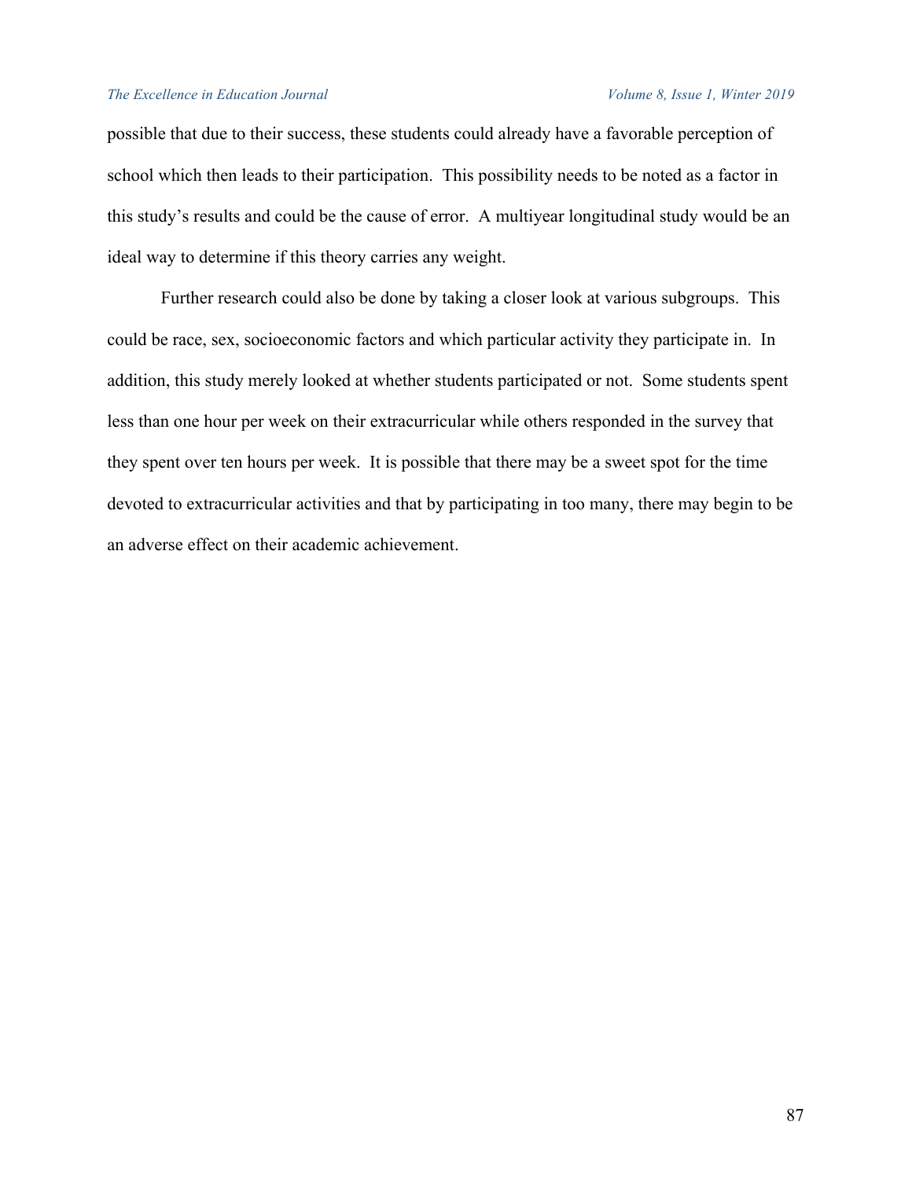possible that due to their success, these students could already have a favorable perception of school which then leads to their participation. This possibility needs to be noted as a factor in this study's results and could be the cause of error. A multiyear longitudinal study would be an ideal way to determine if this theory carries any weight.

Further research could also be done by taking a closer look at various subgroups. This could be race, sex, socioeconomic factors and which particular activity they participate in. In addition, this study merely looked at whether students participated or not. Some students spent less than one hour per week on their extracurricular while others responded in the survey that they spent over ten hours per week. It is possible that there may be a sweet spot for the time devoted to extracurricular activities and that by participating in too many, there may begin to be an adverse effect on their academic achievement.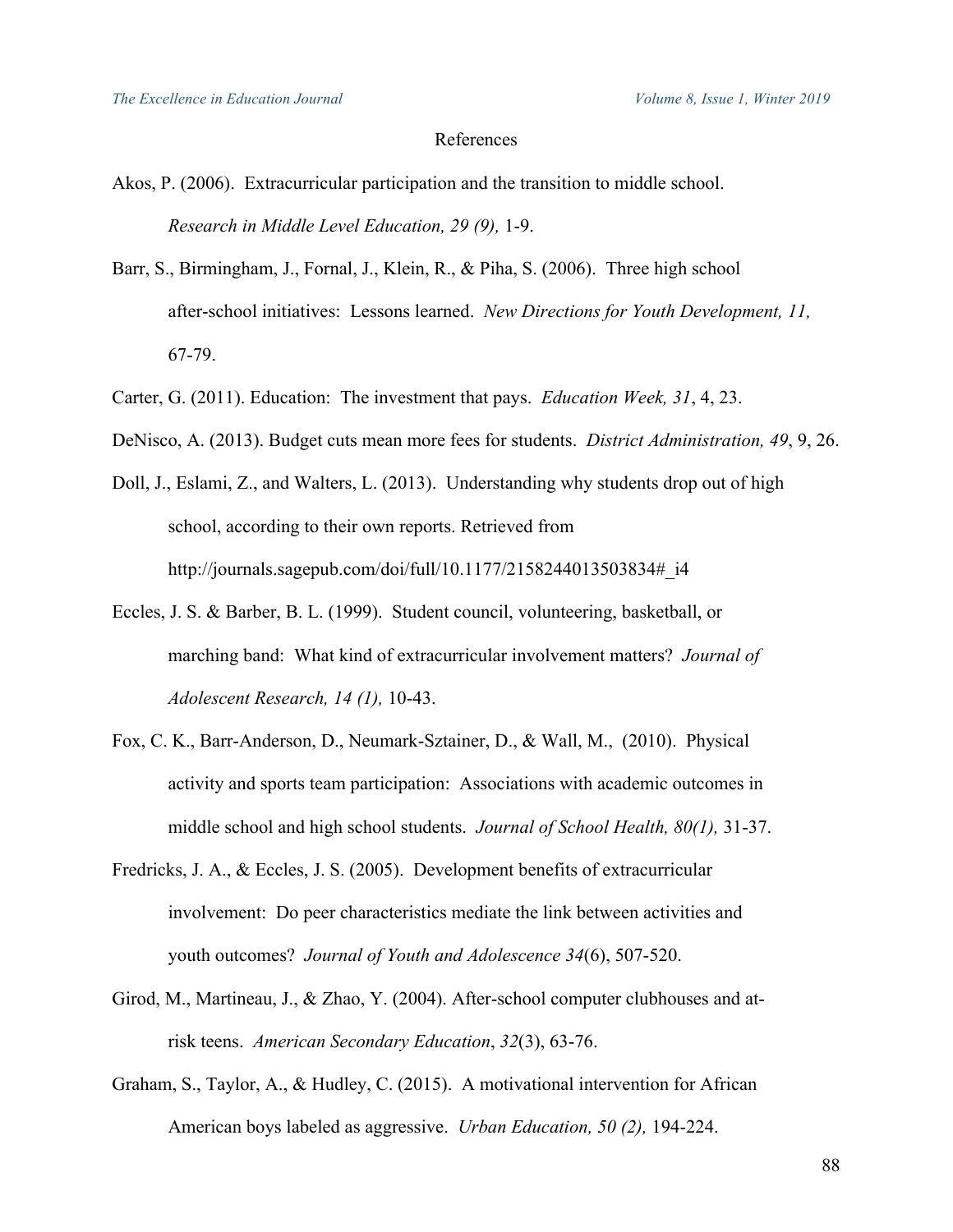## References

Akos, P. (2006). Extracurricular participation and the transition to middle school. *Research in Middle Level Education, 29 (9),* 1-9.

Barr, S., Birmingham, J., Fornal, J., Klein, R., & Piha, S. (2006). Three high school after-school initiatives: Lessons learned. *New Directions for Youth Development, 11,* 67-79.

Carter, G. (2011). Education: The investment that pays. *Education Week, 31*, 4, 23.

DeNisco, A. (2013). Budget cuts mean more fees for students. *District Administration, 49*, 9, 26.

Doll, J., Eslami, Z., and Walters, L. (2013). Understanding why students drop out of high school, according to their own reports. Retrieved from http://journals.sagepub.com/doi/full/10.1177/2158244013503834#_i4

Eccles, J. S. & Barber, B. L. (1999). Student council, volunteering, basketball, or marching band: What kind of extracurricular involvement matters? *Journal of Adolescent Research, 14 (1),* 10-43.

Fox, C. K., Barr-Anderson, D., Neumark-Sztainer, D., & Wall, M., (2010). Physical activity and sports team participation: Associations with academic outcomes in middle school and high school students. *Journal of School Health, 80(1),* 31-37.

Fredricks, J. A., & Eccles, J. S. (2005). Development benefits of extracurricular involvement: Do peer characteristics mediate the link between activities and youth outcomes? *Journal of Youth and Adolescence 34*(6), 507-520.

Girod, M., Martineau, J., & Zhao, Y. (2004). After-school computer clubhouses and at-risk teens. *American Secondary Education*, *32*(3), 63-76.

Graham, S., Taylor, A., & Hudley, C. (2015). A motivational intervention for African American boys labeled as aggressive. *Urban Education, 50 (2),* 194-224.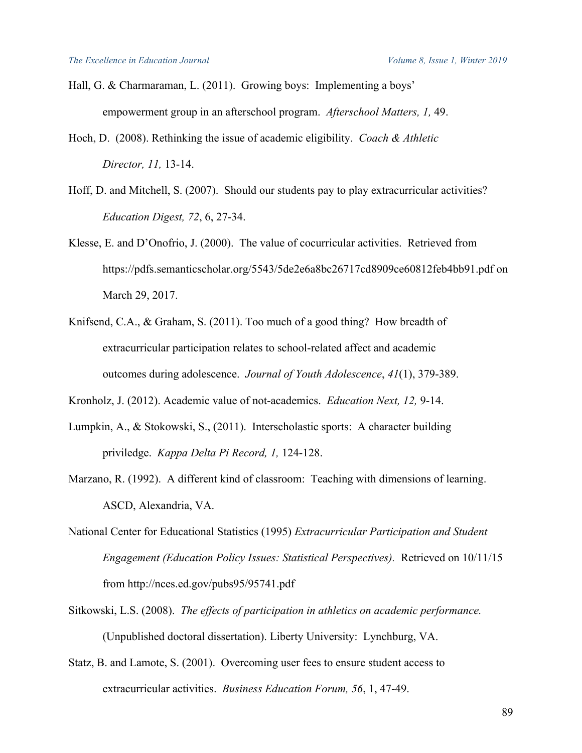Hall, G. & Charmaraman, L. (2011). Growing boys: Implementing a boys' empowerment group in an afterschool program. *Afterschool Matters, 1,* 49.

Hoch, D. (2008). Rethinking the issue of academic eligibility. *Coach & Athletic Director, 11,* 13-14.

Hoff, D. and Mitchell, S. (2007). Should our students pay to play extracurricular activities? *Education Digest, 72*, 6, 27-34.

Klesse, E. and D'Onofrio, J. (2000). The value of cocurricular activities. Retrieved from https://pdfs.semanticscholar.org/5543/5de2e6a8bc26717cd8909ce60812feb4bb91.pdf on March 29, 2017.

Knifsend, C.A., & Graham, S. (2011). Too much of a good thing? How breadth of extracurricular participation relates to school-related affect and academic outcomes during adolescence. *Journal of Youth Adolescence*, *41*(1), 379-389.

Kronholz, J. (2012). Academic value of not-academics. *Education Next, 12,* 9-14.

Lumpkin, A., & Stokowski, S., (2011). Interscholastic sports: A character building priviledge. *Kappa Delta Pi Record, 1,* 124-128.

Marzano, R. (1992). A different kind of classroom: Teaching with dimensions of learning. ASCD, Alexandria, VA.

National Center for Educational Statistics (1995) *Extracurricular Participation and Student Engagement (Education Policy Issues: Statistical Perspectives).* Retrieved on 10/11/15 from http://nces.ed.gov/pubs95/95741.pdf

Sitkowski, L.S. (2008). *The effects of participation in athletics on academic performance.* (Unpublished doctoral dissertation). Liberty University: Lynchburg, VA.

Statz, B. and Lamote, S. (2001). Overcoming user fees to ensure student access to extracurricular activities. *Business Education Forum, 56*, 1, 47-49.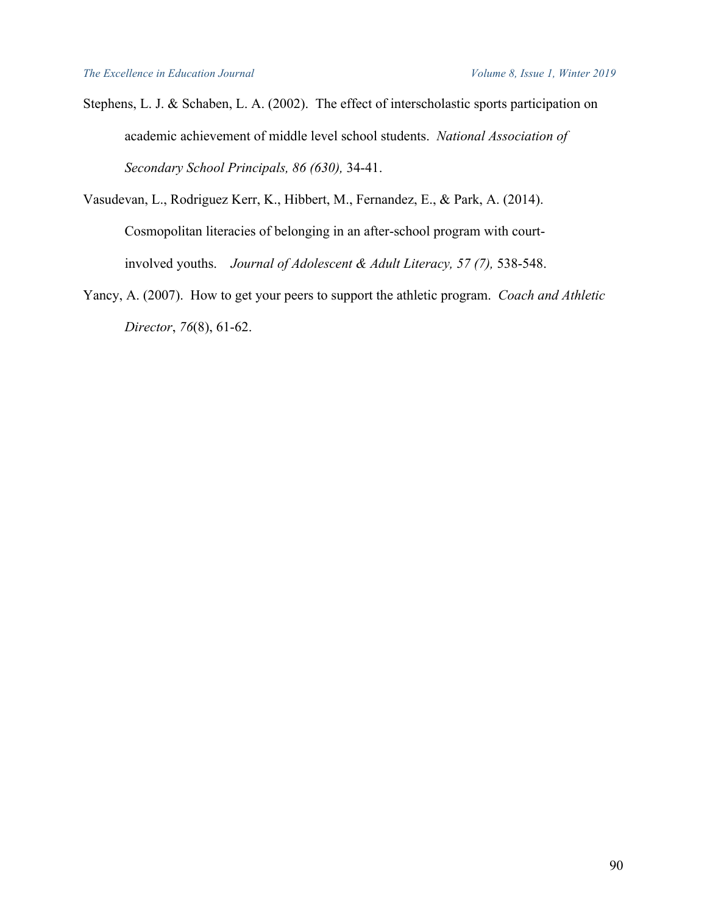Stephens, L. J. & Schaben, L. A. (2002). The effect of interscholastic sports participation on academic achievement of middle level school students. *National Association of Secondary School Principals, 86 (630),* 34-41.

Vasudevan, L., Rodriguez Kerr, K., Hibbert, M., Fernandez, E., & Park, A. (2014). Cosmopolitan literacies of belonging in an after-school program with court-involved youths. *Journal of Adolescent & Adult Literacy, 57 (7),* 538-548.

Yancy, A. (2007). How to get your peers to support the athletic program. *Coach and Athletic Director*, *76*(8), 61-62.